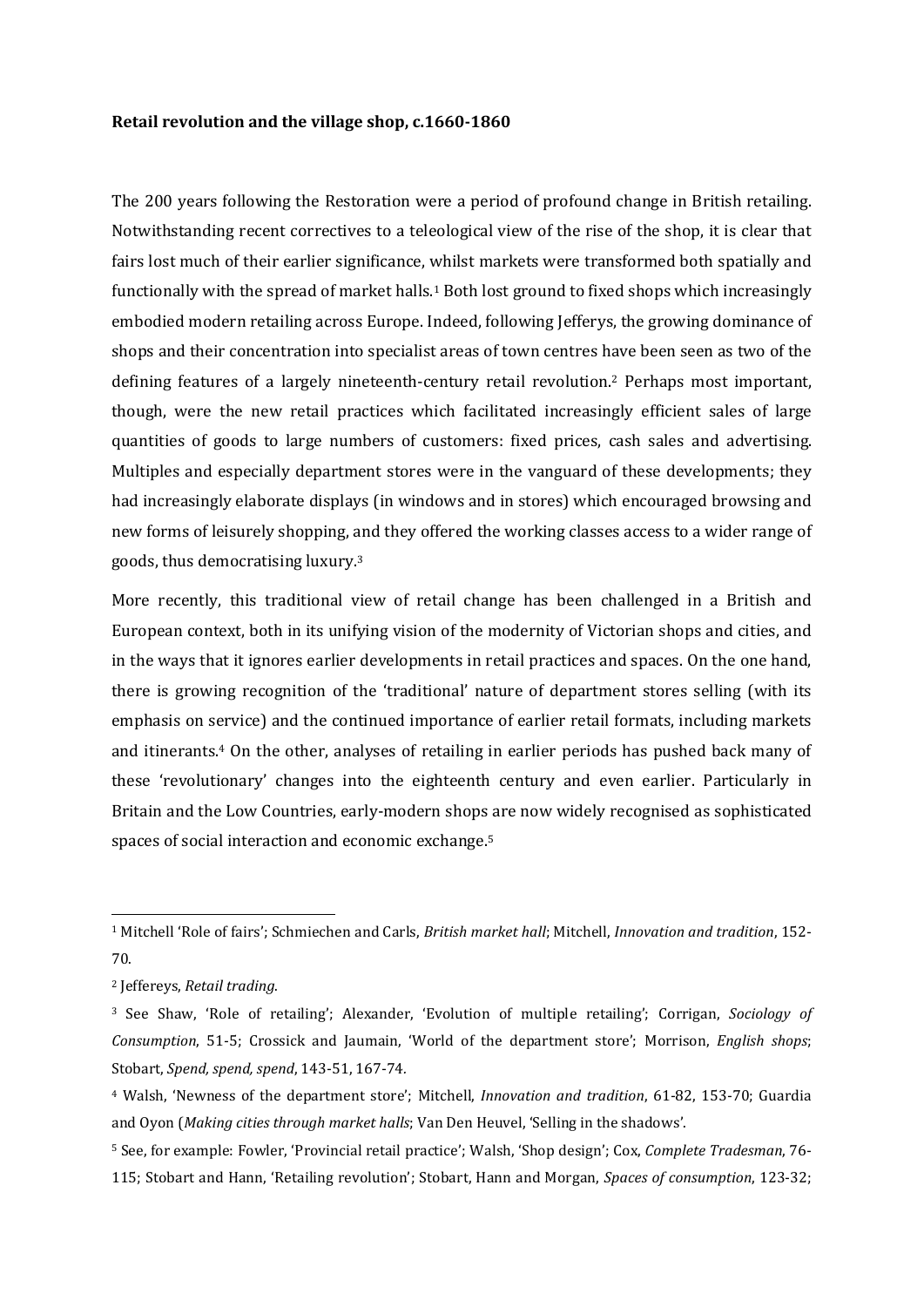**Retail revolution and the village shop, c.1660-1860**

The 200 years following the Restoration were a period of profound change in British retailing. Notwithstanding recent correctives to a teleological view of the rise of the shop, it is clear that fairs lost much of their earlier significance, whilst markets were transformed both spatially and functionally with the spread of market halls.[1] Both lost ground to fixed shops which increasingly embodied modern retailing across Europe. Indeed, following Jefferys, the growing dominance of shops and their concentration into specialist areas of town centres have been seen as two of the defining features of a largely nineteenth-century retail revolution.[2] Perhaps most important, though, were the new retail practices which facilitated increasingly efficient sales of large quantities of goods to large numbers of customers: fixed prices, cash sales and advertising. Multiples and especially department stores were in the vanguard of these developments; they had increasingly elaborate displays (in windows and in stores) which encouraged browsing and new forms of leisurely shopping, and they offered the working classes access to a wider range of goods, thus democratising luxury.[3]

More recently, this traditional view of retail change has been challenged in a British and European context, both in its unifying vision of the modernity of Victorian shops and cities, and in the ways that it ignores earlier developments in retail practices and spaces. On the one hand, there is growing recognition of the 'traditional' nature of department stores selling (with its emphasis on service) and the continued importance of earlier retail formats, including markets and itinerants.[4] On the other, analyses of retailing in earlier periods has pushed back many of these 'revolutionary' changes into the eighteenth century and even earlier. Particularly in Britain and the Low Countries, early-modern shops are now widely recognised as sophisticated spaces of social interaction and economic exchange.[5]

---

[1] Mitchell 'Role of fairs'; Schmiechen and Carls, *British market hall*; Mitchell, *Innovation and tradition*, 152-70.

[2] Jeffereys, *Retail trading*.

[3] See Shaw, 'Role of retailing'; Alexander, 'Evolution of multiple retailing'; Corrigan, *Sociology of Consumption*, 51-5; Crossick and Jaumain, 'World of the department store'; Morrison, *English shops*; Stobart, *Spend, spend, spend*, 143-51, 167-74.

[4] Walsh, 'Newness of the department store'; Mitchell, *Innovation and tradition*, 61-82, 153-70; Guardia and Oyon (*Making cities through market halls*; Van Den Heuvel, 'Selling in the shadows'.

[5] See, for example: Fowler, 'Provincial retail practice'; Walsh, 'Shop design'; Cox, *Complete Tradesman*, 76-115; Stobart and Hann, 'Retailing revolution'; Stobart, Hann and Morgan, *Spaces of consumption*, 123-32;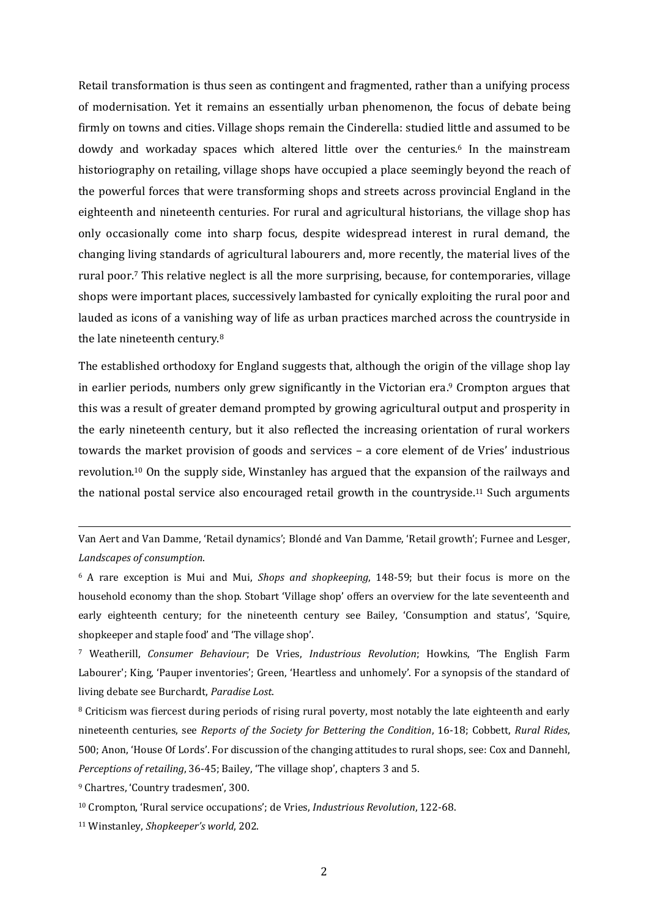Retail transformation is thus seen as contingent and fragmented, rather than a unifying process of modernisation. Yet it remains an essentially urban phenomenon, the focus of debate being firmly on towns and cities. Village shops remain the Cinderella: studied little and assumed to be dowdy and workaday spaces which altered little over the centuries.[6] In the mainstream historiography on retailing, village shops have occupied a place seemingly beyond the reach of the powerful forces that were transforming shops and streets across provincial England in the eighteenth and nineteenth centuries. For rural and agricultural historians, the village shop has only occasionally come into sharp focus, despite widespread interest in rural demand, the changing living standards of agricultural labourers and, more recently, the material lives of the rural poor.[7] This relative neglect is all the more surprising, because, for contemporaries, village shops were important places, successively lambasted for cynically exploiting the rural poor and lauded as icons of a vanishing way of life as urban practices marched across the countryside in the late nineteenth century.[8]

The established orthodoxy for England suggests that, although the origin of the village shop lay in earlier periods, numbers only grew significantly in the Victorian era.[9] Crompton argues that this was a result of greater demand prompted by growing agricultural output and prosperity in the early nineteenth century, but it also reflected the increasing orientation of rural workers towards the market provision of goods and services – a core element of de Vries' industrious revolution.[10] On the supply side, Winstanley has argued that the expansion of the railways and the national postal service also encouraged retail growth in the countryside.[11] Such arguments

---

Van Aert and Van Damme, 'Retail dynamics'; Blondé and Van Damme, 'Retail growth'; Furnee and Lesger, *Landscapes of consumption*.

[6] A rare exception is Mui and Mui, *Shops and shopkeeping*, 148-59; but their focus is more on the household economy than the shop. Stobart 'Village shop' offers an overview for the late seventeenth and early eighteenth century; for the nineteenth century see Bailey, 'Consumption and status', 'Squire, shopkeeper and staple food' and 'The village shop'.

[7] Weatherill, *Consumer Behaviour*; De Vries, *Industrious Revolution*; Howkins, 'The English Farm Labourer'; King, 'Pauper inventories'; Green, 'Heartless and unhomely'. For a synopsis of the standard of living debate see Burchardt, *Paradise Lost*.

[8] Criticism was fiercest during periods of rising rural poverty, most notably the late eighteenth and early nineteenth centuries, see *Reports of the Society for Bettering the Condition*, 16-18; Cobbett, *Rural Rides*, 500; Anon, 'House Of Lords'. For discussion of the changing attitudes to rural shops, see: Cox and Dannehl, *Perceptions of retailing*, 36-45; Bailey, 'The village shop', chapters 3 and 5.

[9] Chartres, 'Country tradesmen', 300.

[10] Crompton, 'Rural service occupations'; de Vries, *Industrious Revolution*, 122-68.

[11] Winstanley, *Shopkeeper's world*, 202.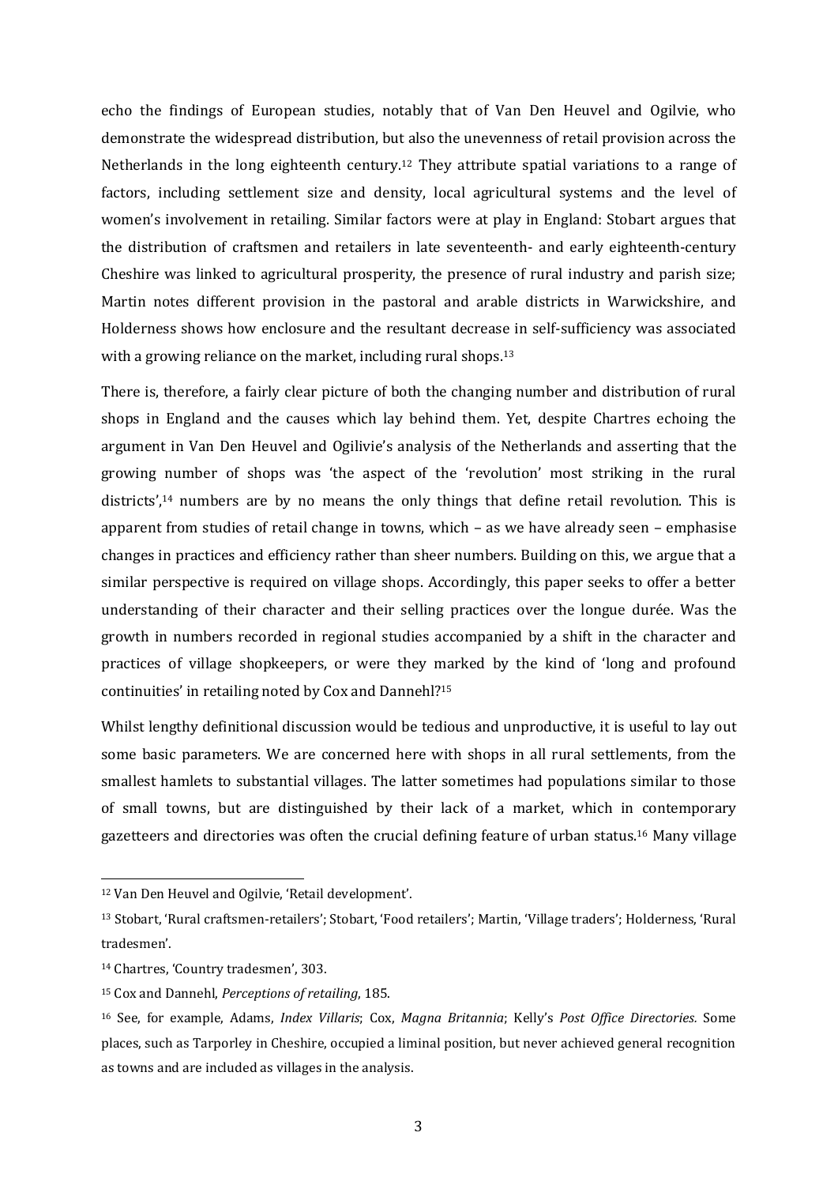echo the findings of European studies, notably that of Van Den Heuvel and Ogilvie, who demonstrate the widespread distribution, but also the unevenness of retail provision across the Netherlands in the long eighteenth century.[12] They attribute spatial variations to a range of factors, including settlement size and density, local agricultural systems and the level of women's involvement in retailing. Similar factors were at play in England: Stobart argues that the distribution of craftsmen and retailers in late seventeenth- and early eighteenth-century Cheshire was linked to agricultural prosperity, the presence of rural industry and parish size; Martin notes different provision in the pastoral and arable districts in Warwickshire, and Holderness shows how enclosure and the resultant decrease in self-sufficiency was associated with a growing reliance on the market, including rural shops.[13]

There is, therefore, a fairly clear picture of both the changing number and distribution of rural shops in England and the causes which lay behind them. Yet, despite Chartres echoing the argument in Van Den Heuvel and Ogilivie's analysis of the Netherlands and asserting that the growing number of shops was 'the aspect of the 'revolution' most striking in the rural districts',[14] numbers are by no means the only things that define retail revolution. This is apparent from studies of retail change in towns, which – as we have already seen – emphasise changes in practices and efficiency rather than sheer numbers. Building on this, we argue that a similar perspective is required on village shops. Accordingly, this paper seeks to offer a better understanding of their character and their selling practices over the longue durée. Was the growth in numbers recorded in regional studies accompanied by a shift in the character and practices of village shopkeepers, or were they marked by the kind of 'long and profound continuities' in retailing noted by Cox and Dannehl?[15]

Whilst lengthy definitional discussion would be tedious and unproductive, it is useful to lay out some basic parameters. We are concerned here with shops in all rural settlements, from the smallest hamlets to substantial villages. The latter sometimes had populations similar to those of small towns, but are distinguished by their lack of a market, which in contemporary gazetteers and directories was often the crucial defining feature of urban status.[16] Many village

---

[12] Van Den Heuvel and Ogilvie, 'Retail development'.

[13] Stobart, 'Rural craftsmen-retailers'; Stobart, 'Food retailers'; Martin, 'Village traders'; Holderness, 'Rural tradesmen'.

[14] Chartres, 'Country tradesmen', 303.

[15] Cox and Dannehl, *Perceptions of retailing*, 185.

[16] See, for example, Adams, *Index Villaris*; Cox, *Magna Britannia*; Kelly's *Post Office Directories*. Some places, such as Tarporley in Cheshire, occupied a liminal position, but never achieved general recognition as towns and are included as villages in the analysis.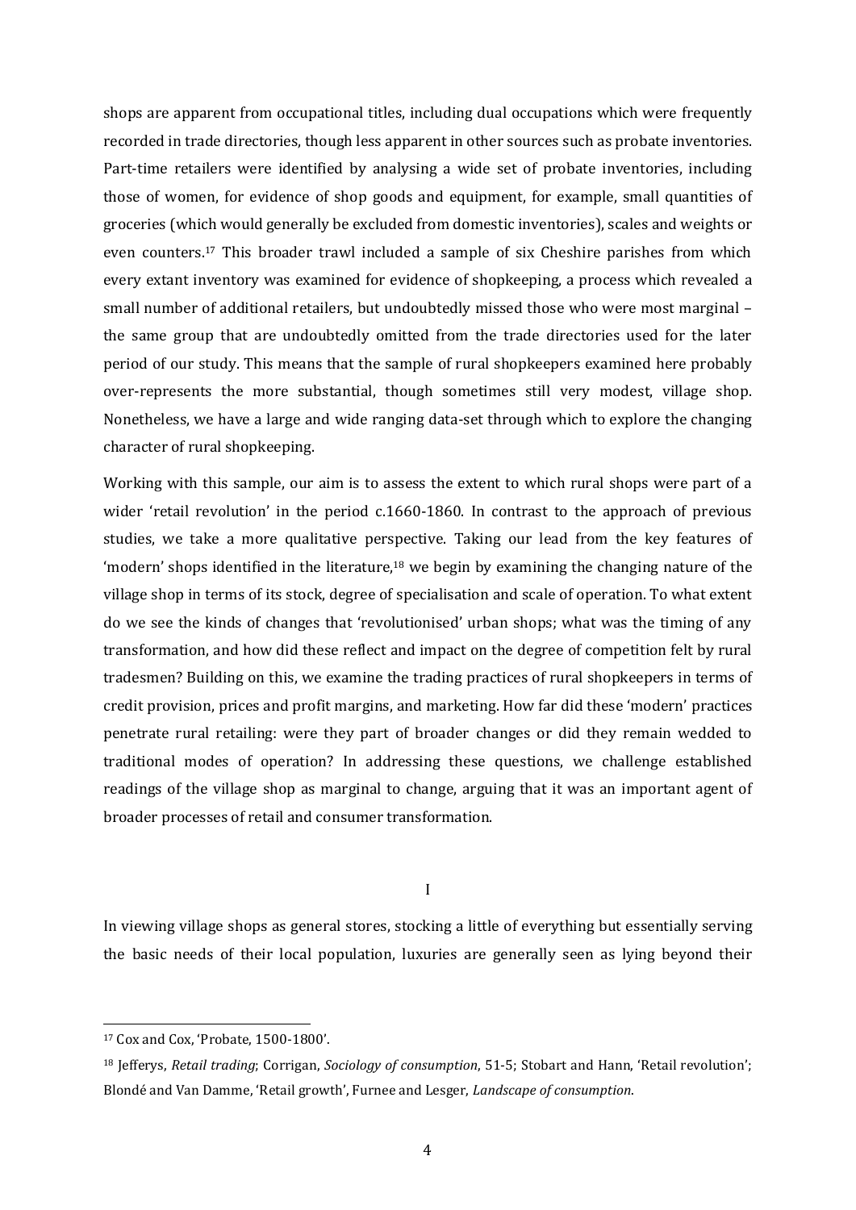shops are apparent from occupational titles, including dual occupations which were frequently recorded in trade directories, though less apparent in other sources such as probate inventories. Part-time retailers were identified by analysing a wide set of probate inventories, including those of women, for evidence of shop goods and equipment, for example, small quantities of groceries (which would generally be excluded from domestic inventories), scales and weights or even counters.[17] This broader trawl included a sample of six Cheshire parishes from which every extant inventory was examined for evidence of shopkeeping, a process which revealed a small number of additional retailers, but undoubtedly missed those who were most marginal – the same group that are undoubtedly omitted from the trade directories used for the later period of our study. This means that the sample of rural shopkeepers examined here probably over-represents the more substantial, though sometimes still very modest, village shop. Nonetheless, we have a large and wide ranging data-set through which to explore the changing character of rural shopkeeping.

Working with this sample, our aim is to assess the extent to which rural shops were part of a wider 'retail revolution' in the period c.1660-1860. In contrast to the approach of previous studies, we take a more qualitative perspective. Taking our lead from the key features of 'modern' shops identified in the literature,[18] we begin by examining the changing nature of the village shop in terms of its stock, degree of specialisation and scale of operation. To what extent do we see the kinds of changes that 'revolutionised' urban shops; what was the timing of any transformation, and how did these reflect and impact on the degree of competition felt by rural tradesmen? Building on this, we examine the trading practices of rural shopkeepers in terms of credit provision, prices and profit margins, and marketing. How far did these 'modern' practices penetrate rural retailing: were they part of broader changes or did they remain wedded to traditional modes of operation? In addressing these questions, we challenge established readings of the village shop as marginal to change, arguing that it was an important agent of broader processes of retail and consumer transformation.

## I

In viewing village shops as general stores, stocking a little of everything but essentially serving the basic needs of their local population, luxuries are generally seen as lying beyond their

---

[17] Cox and Cox, 'Probate, 1500-1800'.

[18] Jefferys, *Retail trading*; Corrigan, *Sociology of consumption*, 51-5; Stobart and Hann, 'Retail revolution'; Blondé and Van Damme, 'Retail growth', Furnee and Lesger, *Landscape of consumption*.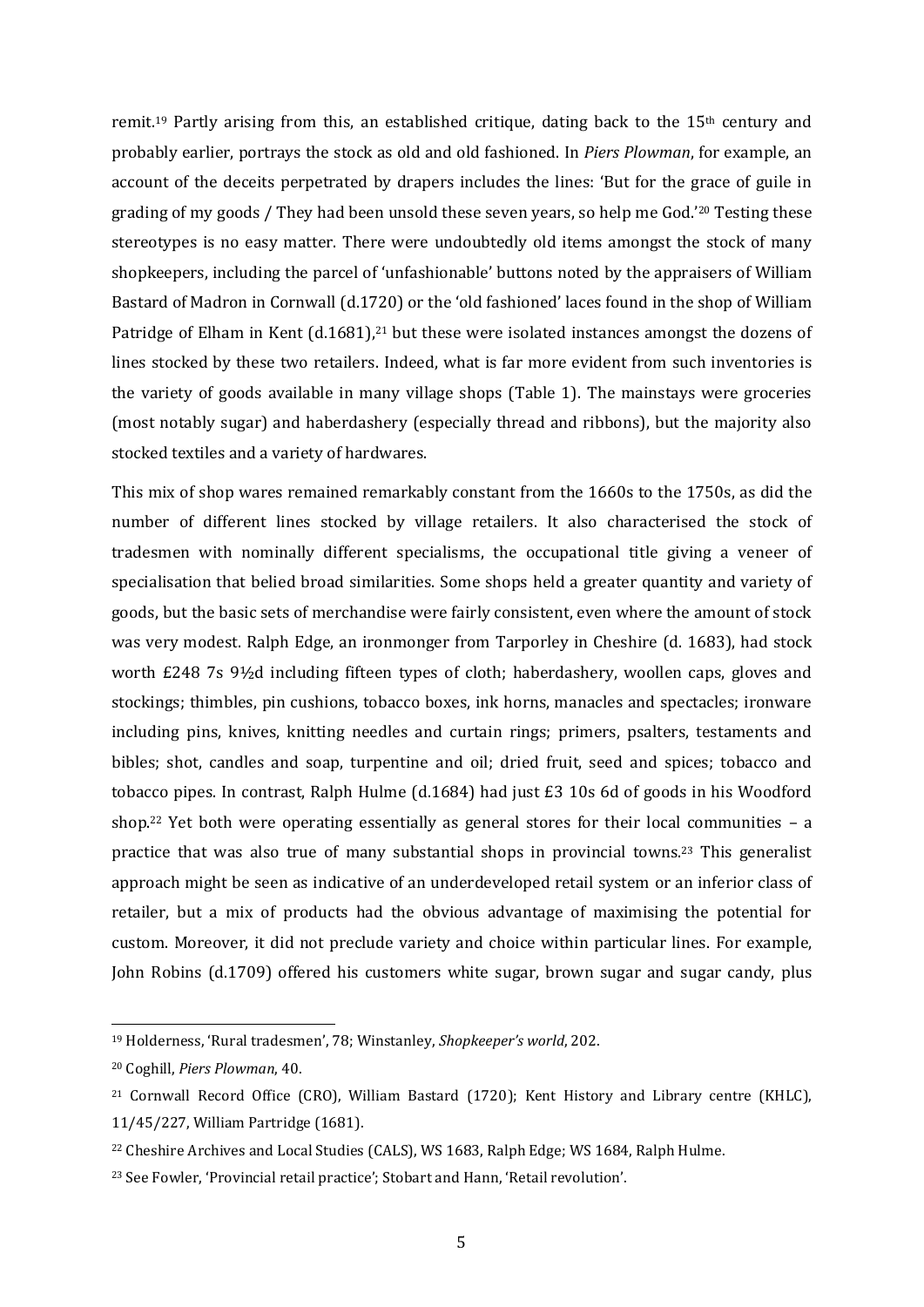remit.[19] Partly arising from this, an established critique, dating back to the 15th century and probably earlier, portrays the stock as old and old fashioned. In *Piers Plowman*, for example, an account of the deceits perpetrated by drapers includes the lines: 'But for the grace of guile in grading of my goods / They had been unsold these seven years, so help me God.'[20] Testing these stereotypes is no easy matter. There were undoubtedly old items amongst the stock of many shopkeepers, including the parcel of 'unfashionable' buttons noted by the appraisers of William Bastard of Madron in Cornwall (d.1720) or the 'old fashioned' laces found in the shop of William Patridge of Elham in Kent (d.1681),[21] but these were isolated instances amongst the dozens of lines stocked by these two retailers. Indeed, what is far more evident from such inventories is the variety of goods available in many village shops (Table 1). The mainstays were groceries (most notably sugar) and haberdashery (especially thread and ribbons), but the majority also stocked textiles and a variety of hardwares.

This mix of shop wares remained remarkably constant from the 1660s to the 1750s, as did the number of different lines stocked by village retailers. It also characterised the stock of tradesmen with nominally different specialisms, the occupational title giving a veneer of specialisation that belied broad similarities. Some shops held a greater quantity and variety of goods, but the basic sets of merchandise were fairly consistent, even where the amount of stock was very modest. Ralph Edge, an ironmonger from Tarporley in Cheshire (d. 1683), had stock worth £248 7s 9½d including fifteen types of cloth; haberdashery, woollen caps, gloves and stockings; thimbles, pin cushions, tobacco boxes, ink horns, manacles and spectacles; ironware including pins, knives, knitting needles and curtain rings; primers, psalters, testaments and bibles; shot, candles and soap, turpentine and oil; dried fruit, seed and spices; tobacco and tobacco pipes. In contrast, Ralph Hulme (d.1684) had just £3 10s 6d of goods in his Woodford shop.[22] Yet both were operating essentially as general stores for their local communities – a practice that was also true of many substantial shops in provincial towns.[23] This generalist approach might be seen as indicative of an underdeveloped retail system or an inferior class of retailer, but a mix of products had the obvious advantage of maximising the potential for custom. Moreover, it did not preclude variety and choice within particular lines. For example, John Robins (d.1709) offered his customers white sugar, brown sugar and sugar candy, plus

---

[19] Holderness, 'Rural tradesmen', 78; Winstanley, *Shopkeeper's world*, 202.

[20] Coghill, *Piers Plowman*, 40.

[21] Cornwall Record Office (CRO), William Bastard (1720); Kent History and Library centre (KHLC), 11/45/227, William Partridge (1681).

[22] Cheshire Archives and Local Studies (CALS), WS 1683, Ralph Edge; WS 1684, Ralph Hulme.

[23] See Fowler, 'Provincial retail practice'; Stobart and Hann, 'Retail revolution'.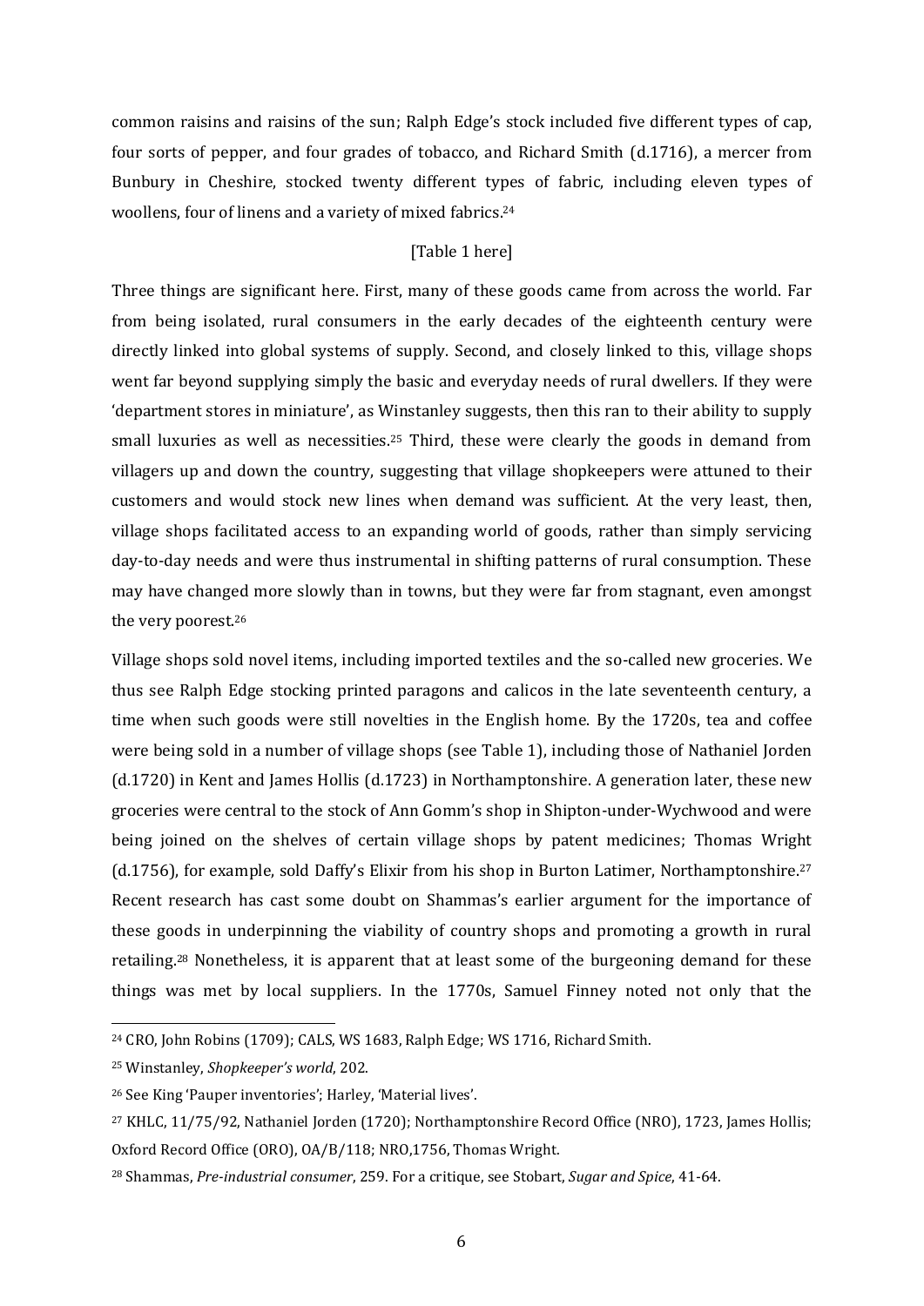common raisins and raisins of the sun; Ralph Edge's stock included five different types of cap, four sorts of pepper, and four grades of tobacco, and Richard Smith (d.1716), a mercer from Bunbury in Cheshire, stocked twenty different types of fabric, including eleven types of woollens, four of linens and a variety of mixed fabrics.[24]

[Table 1 here]

Three things are significant here. First, many of these goods came from across the world. Far from being isolated, rural consumers in the early decades of the eighteenth century were directly linked into global systems of supply. Second, and closely linked to this, village shops went far beyond supplying simply the basic and everyday needs of rural dwellers. If they were 'department stores in miniature', as Winstanley suggests, then this ran to their ability to supply small luxuries as well as necessities.[25] Third, these were clearly the goods in demand from villagers up and down the country, suggesting that village shopkeepers were attuned to their customers and would stock new lines when demand was sufficient. At the very least, then, village shops facilitated access to an expanding world of goods, rather than simply servicing day-to-day needs and were thus instrumental in shifting patterns of rural consumption. These may have changed more slowly than in towns, but they were far from stagnant, even amongst the very poorest.[26]

Village shops sold novel items, including imported textiles and the so-called new groceries. We thus see Ralph Edge stocking printed paragons and calicos in the late seventeenth century, a time when such goods were still novelties in the English home. By the 1720s, tea and coffee were being sold in a number of village shops (see Table 1), including those of Nathaniel Jorden (d.1720) in Kent and James Hollis (d.1723) in Northamptonshire. A generation later, these new groceries were central to the stock of Ann Gomm's shop in Shipton-under-Wychwood and were being joined on the shelves of certain village shops by patent medicines; Thomas Wright (d.1756), for example, sold Daffy's Elixir from his shop in Burton Latimer, Northamptonshire.[27] Recent research has cast some doubt on Shammas's earlier argument for the importance of these goods in underpinning the viability of country shops and promoting a growth in rural retailing.[28] Nonetheless, it is apparent that at least some of the burgeoning demand for these things was met by local suppliers. In the 1770s, Samuel Finney noted not only that the

---

[24] CRO, John Robins (1709); CALS, WS 1683, Ralph Edge; WS 1716, Richard Smith.

[25] Winstanley, *Shopkeeper's world*, 202.

[26] See King 'Pauper inventories'; Harley, 'Material lives'.

[27] KHLC, 11/75/92, Nathaniel Jorden (1720); Northamptonshire Record Office (NRO), 1723, James Hollis; Oxford Record Office (ORO), OA/B/118; NRO,1756, Thomas Wright.

[28] Shammas, *Pre-industrial consumer*, 259. For a critique, see Stobart, *Sugar and Spice*, 41-64.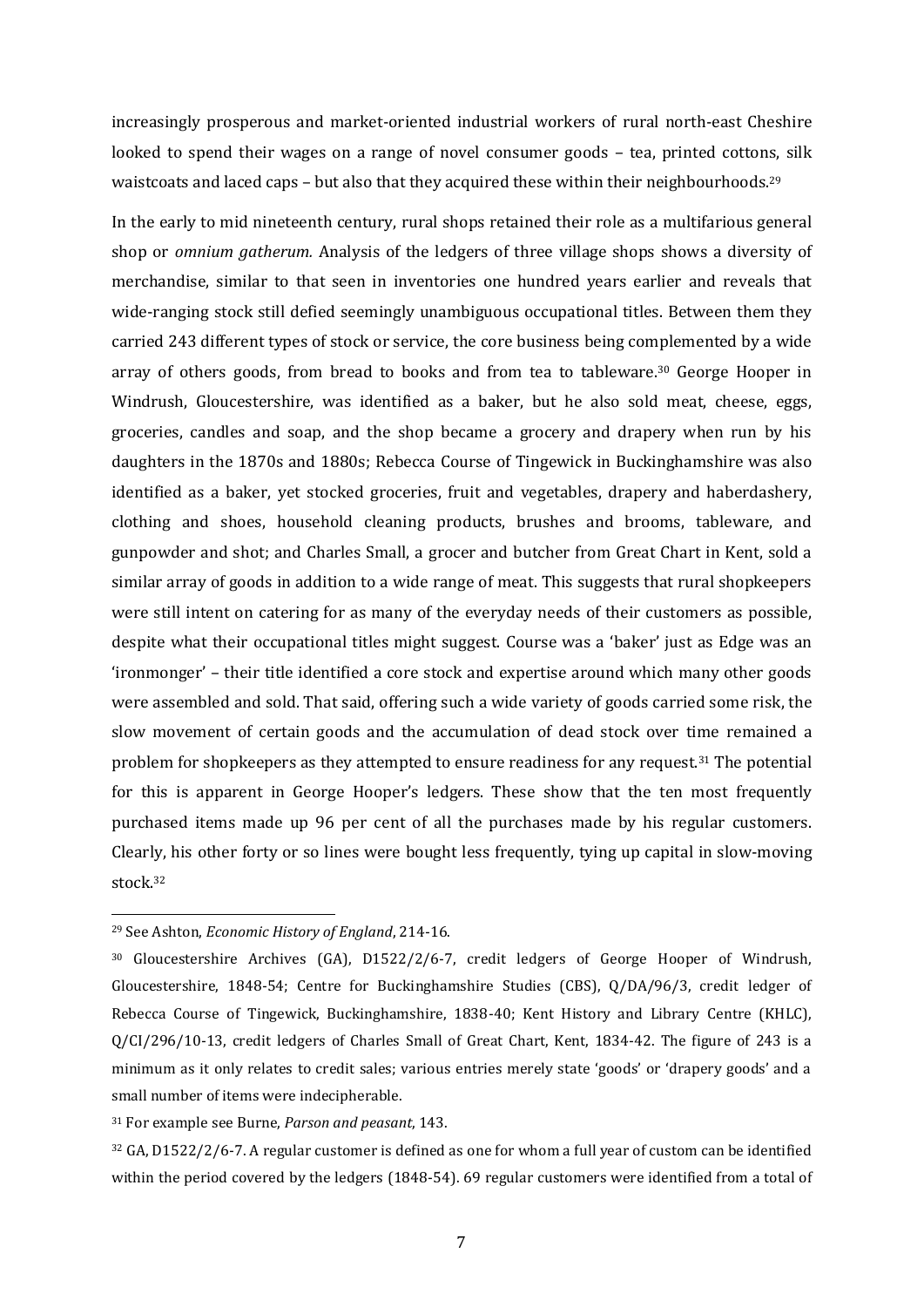increasingly prosperous and market-oriented industrial workers of rural north-east Cheshire looked to spend their wages on a range of novel consumer goods – tea, printed cottons, silk waistcoats and laced caps – but also that they acquired these within their neighbourhoods.[29]

In the early to mid nineteenth century, rural shops retained their role as a multifarious general shop or *omnium gatherum.* Analysis of the ledgers of three village shops shows a diversity of merchandise, similar to that seen in inventories one hundred years earlier and reveals that wide-ranging stock still defied seemingly unambiguous occupational titles. Between them they carried 243 different types of stock or service, the core business being complemented by a wide array of others goods, from bread to books and from tea to tableware.[30] George Hooper in Windrush, Gloucestershire, was identified as a baker, but he also sold meat, cheese, eggs, groceries, candles and soap, and the shop became a grocery and drapery when run by his daughters in the 1870s and 1880s; Rebecca Course of Tingewick in Buckinghamshire was also identified as a baker, yet stocked groceries, fruit and vegetables, drapery and haberdashery, clothing and shoes, household cleaning products, brushes and brooms, tableware, and gunpowder and shot; and Charles Small, a grocer and butcher from Great Chart in Kent, sold a similar array of goods in addition to a wide range of meat. This suggests that rural shopkeepers were still intent on catering for as many of the everyday needs of their customers as possible, despite what their occupational titles might suggest. Course was a 'baker' just as Edge was an 'ironmonger' – their title identified a core stock and expertise around which many other goods were assembled and sold. That said, offering such a wide variety of goods carried some risk, the slow movement of certain goods and the accumulation of dead stock over time remained a problem for shopkeepers as they attempted to ensure readiness for any request.[31] The potential for this is apparent in George Hooper's ledgers. These show that the ten most frequently purchased items made up 96 per cent of all the purchases made by his regular customers. Clearly, his other forty or so lines were bought less frequently, tying up capital in slow-moving stock.[32]

---

[29] See Ashton, *Economic History of England*, 214-16.

[30] Gloucestershire Archives (GA), D1522/2/6-7, credit ledgers of George Hooper of Windrush, Gloucestershire, 1848-54; Centre for Buckinghamshire Studies (CBS), Q/DA/96/3, credit ledger of Rebecca Course of Tingewick, Buckinghamshire, 1838-40; Kent History and Library Centre (KHLC), Q/CI/296/10-13, credit ledgers of Charles Small of Great Chart, Kent, 1834-42. The figure of 243 is a minimum as it only relates to credit sales; various entries merely state 'goods' or 'drapery goods' and a small number of items were indecipherable.

[31] For example see Burne, *Parson and peasant*, 143.

[32] GA, D1522/2/6-7. A regular customer is defined as one for whom a full year of custom can be identified within the period covered by the ledgers (1848-54). 69 regular customers were identified from a total of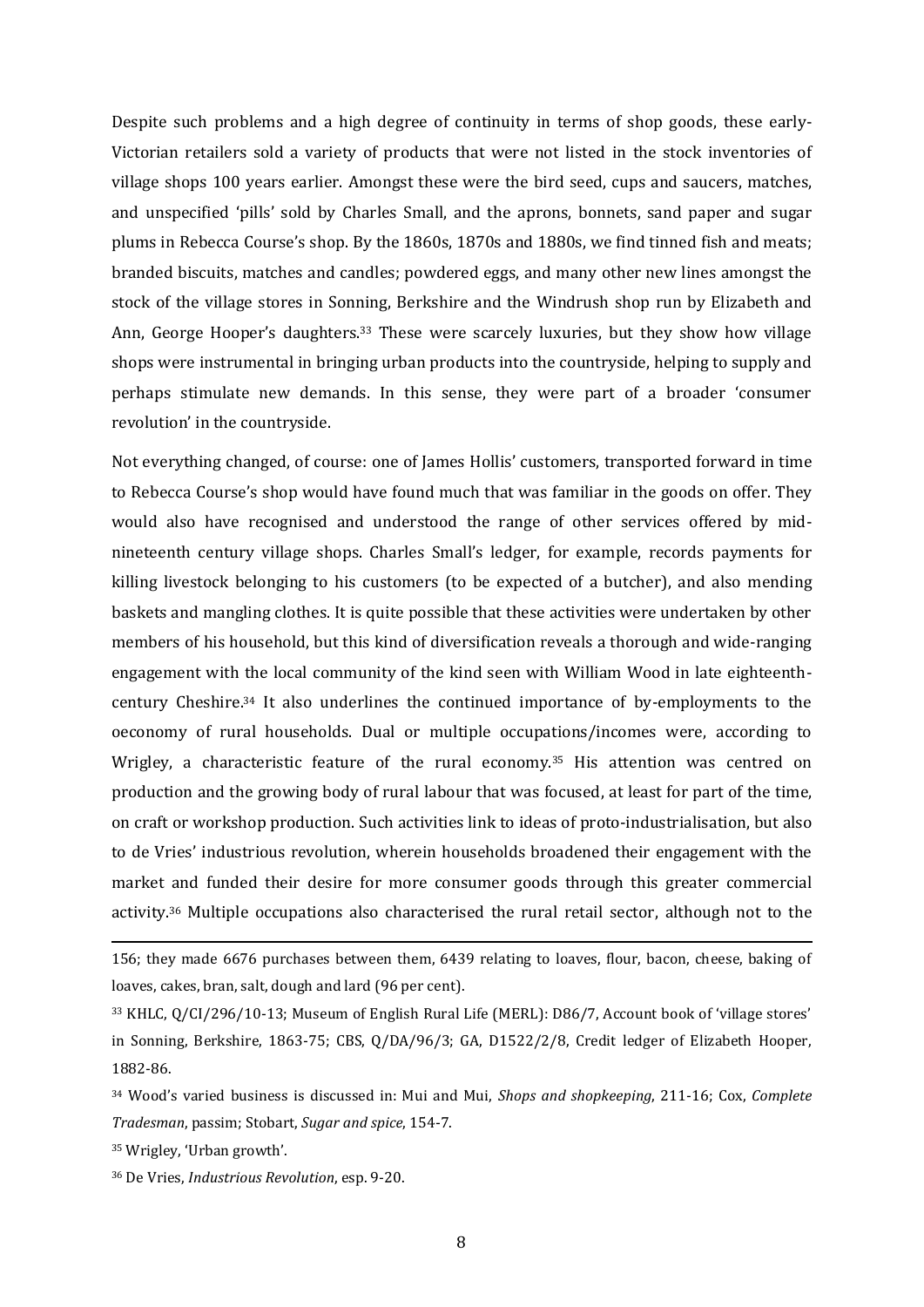Despite such problems and a high degree of continuity in terms of shop goods, these early-Victorian retailers sold a variety of products that were not listed in the stock inventories of village shops 100 years earlier. Amongst these were the bird seed, cups and saucers, matches, and unspecified 'pills' sold by Charles Small, and the aprons, bonnets, sand paper and sugar plums in Rebecca Course's shop. By the 1860s, 1870s and 1880s, we find tinned fish and meats; branded biscuits, matches and candles; powdered eggs, and many other new lines amongst the stock of the village stores in Sonning, Berkshire and the Windrush shop run by Elizabeth and Ann, George Hooper's daughters.[33] These were scarcely luxuries, but they show how village shops were instrumental in bringing urban products into the countryside, helping to supply and perhaps stimulate new demands. In this sense, they were part of a broader 'consumer revolution' in the countryside.

Not everything changed, of course: one of James Hollis' customers, transported forward in time to Rebecca Course's shop would have found much that was familiar in the goods on offer. They would also have recognised and understood the range of other services offered by mid-nineteenth century village shops. Charles Small's ledger, for example, records payments for killing livestock belonging to his customers (to be expected of a butcher), and also mending baskets and mangling clothes. It is quite possible that these activities were undertaken by other members of his household, but this kind of diversification reveals a thorough and wide-ranging engagement with the local community of the kind seen with William Wood in late eighteenth-century Cheshire.[34] It also underlines the continued importance of by-employments to the oeconomy of rural households. Dual or multiple occupations/incomes were, according to Wrigley, a characteristic feature of the rural economy.[35] His attention was centred on production and the growing body of rural labour that was focused, at least for part of the time, on craft or workshop production. Such activities link to ideas of proto-industrialisation, but also to de Vries' industrious revolution, wherein households broadened their engagement with the market and funded their desire for more consumer goods through this greater commercial activity.[36] Multiple occupations also characterised the rural retail sector, although not to the

---

156; they made 6676 purchases between them, 6439 relating to loaves, flour, bacon, cheese, baking of loaves, cakes, bran, salt, dough and lard (96 per cent).

[33] KHLC, Q/CI/296/10-13; Museum of English Rural Life (MERL): D86/7, Account book of 'village stores' in Sonning, Berkshire, 1863-75; CBS, Q/DA/96/3; GA, D1522/2/8, Credit ledger of Elizabeth Hooper, 1882-86.

[34] Wood's varied business is discussed in: Mui and Mui, *Shops and shopkeeping*, 211-16; Cox, *Complete Tradesman*, passim; Stobart, *Sugar and spice*, 154-7.

[35] Wrigley, 'Urban growth'.

[36] De Vries, *Industrious Revolution*, esp. 9-20.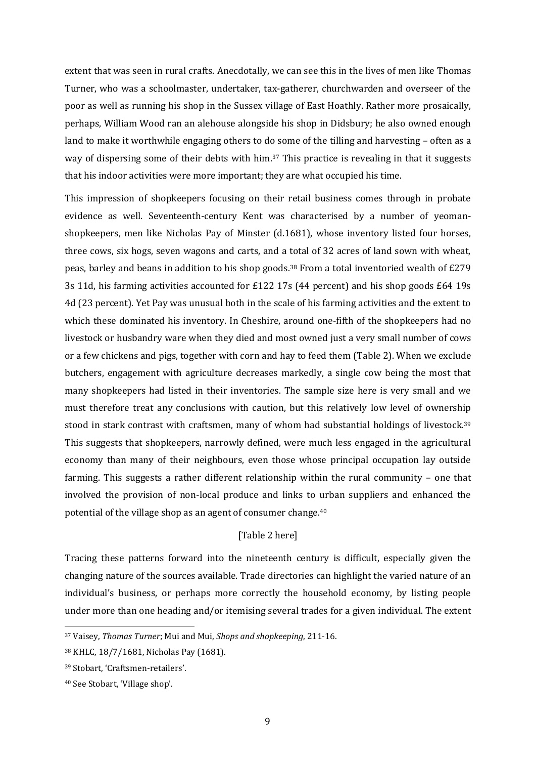extent that was seen in rural crafts. Anecdotally, we can see this in the lives of men like Thomas Turner, who was a schoolmaster, undertaker, tax-gatherer, churchwarden and overseer of the poor as well as running his shop in the Sussex village of East Hoathly. Rather more prosaically, perhaps, William Wood ran an alehouse alongside his shop in Didsbury; he also owned enough land to make it worthwhile engaging others to do some of the tilling and harvesting – often as a way of dispersing some of their debts with him.[37] This practice is revealing in that it suggests that his indoor activities were more important; they are what occupied his time.

This impression of shopkeepers focusing on their retail business comes through in probate evidence as well. Seventeenth-century Kent was characterised by a number of yeoman-shopkeepers, men like Nicholas Pay of Minster (d.1681), whose inventory listed four horses, three cows, six hogs, seven wagons and carts, and a total of 32 acres of land sown with wheat, peas, barley and beans in addition to his shop goods.[38] From a total inventoried wealth of £279 3s 11d, his farming activities accounted for £122 17s (44 percent) and his shop goods £64 19s 4d (23 percent). Yet Pay was unusual both in the scale of his farming activities and the extent to which these dominated his inventory. In Cheshire, around one-fifth of the shopkeepers had no livestock or husbandry ware when they died and most owned just a very small number of cows or a few chickens and pigs, together with corn and hay to feed them (Table 2). When we exclude butchers, engagement with agriculture decreases markedly, a single cow being the most that many shopkeepers had listed in their inventories. The sample size here is very small and we must therefore treat any conclusions with caution, but this relatively low level of ownership stood in stark contrast with craftsmen, many of whom had substantial holdings of livestock.[39] This suggests that shopkeepers, narrowly defined, were much less engaged in the agricultural economy than many of their neighbours, even those whose principal occupation lay outside farming. This suggests a rather different relationship within the rural community – one that involved the provision of non-local produce and links to urban suppliers and enhanced the potential of the village shop as an agent of consumer change.[40]

[Table 2 here]

Tracing these patterns forward into the nineteenth century is difficult, especially given the changing nature of the sources available. Trade directories can highlight the varied nature of an individual's business, or perhaps more correctly the household economy, by listing people under more than one heading and/or itemising several trades for a given individual. The extent

---

[37] Vaisey, *Thomas Turner*; Mui and Mui, *Shops and shopkeeping*, 211-16.

[38] KHLC, 18/7/1681, Nicholas Pay (1681).

[39] Stobart, 'Craftsmen-retailers'.

[40] See Stobart, 'Village shop'.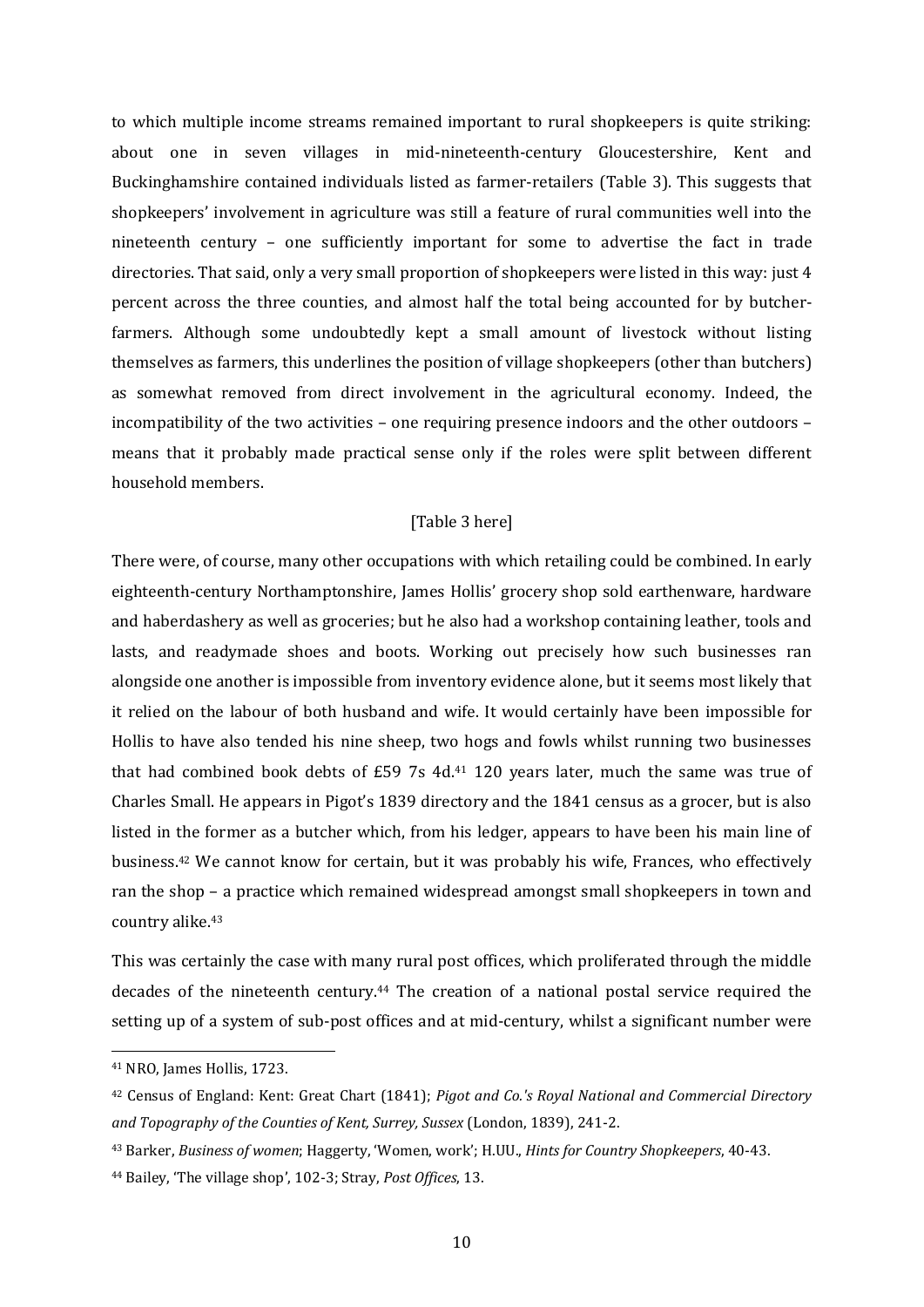to which multiple income streams remained important to rural shopkeepers is quite striking: about one in seven villages in mid-nineteenth-century Gloucestershire, Kent and Buckinghamshire contained individuals listed as farmer-retailers (Table 3). This suggests that shopkeepers' involvement in agriculture was still a feature of rural communities well into the nineteenth century – one sufficiently important for some to advertise the fact in trade directories. That said, only a very small proportion of shopkeepers were listed in this way: just 4 percent across the three counties, and almost half the total being accounted for by butcher-farmers. Although some undoubtedly kept a small amount of livestock without listing themselves as farmers, this underlines the position of village shopkeepers (other than butchers) as somewhat removed from direct involvement in the agricultural economy. Indeed, the incompatibility of the two activities – one requiring presence indoors and the other outdoors – means that it probably made practical sense only if the roles were split between different household members.

[Table 3 here]

There were, of course, many other occupations with which retailing could be combined. In early eighteenth-century Northamptonshire, James Hollis' grocery shop sold earthenware, hardware and haberdashery as well as groceries; but he also had a workshop containing leather, tools and lasts, and readymade shoes and boots. Working out precisely how such businesses ran alongside one another is impossible from inventory evidence alone, but it seems most likely that it relied on the labour of both husband and wife. It would certainly have been impossible for Hollis to have also tended his nine sheep, two hogs and fowls whilst running two businesses that had combined book debts of £59 7s 4d.[41] 120 years later, much the same was true of Charles Small. He appears in Pigot's 1839 directory and the 1841 census as a grocer, but is also listed in the former as a butcher which, from his ledger, appears to have been his main line of business.[42] We cannot know for certain, but it was probably his wife, Frances, who effectively ran the shop – a practice which remained widespread amongst small shopkeepers in town and country alike.[43]

This was certainly the case with many rural post offices, which proliferated through the middle decades of the nineteenth century.[44] The creation of a national postal service required the setting up of a system of sub-post offices and at mid-century, whilst a significant number were

---

[41] NRO, James Hollis, 1723.

[42] Census of England: Kent: Great Chart (1841); *Pigot and Co.'s Royal National and Commercial Directory and Topography of the Counties of Kent, Surrey, Sussex* (London, 1839), 241-2.

[43] Barker, *Business of women*; Haggerty, 'Women, work'; H.UU., *Hints for Country Shopkeepers*, 40-43.

[44] Bailey, 'The village shop', 102-3; Stray, *Post Offices*, 13.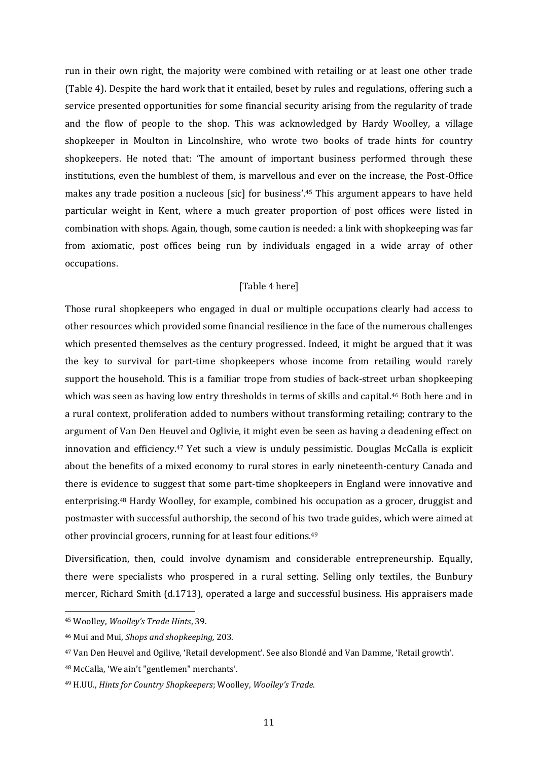run in their own right, the majority were combined with retailing or at least one other trade (Table 4). Despite the hard work that it entailed, beset by rules and regulations, offering such a service presented opportunities for some financial security arising from the regularity of trade and the flow of people to the shop. This was acknowledged by Hardy Woolley, a village shopkeeper in Moulton in Lincolnshire, who wrote two books of trade hints for country shopkeepers. He noted that: 'The amount of important business performed through these institutions, even the humblest of them, is marvellous and ever on the increase, the Post-Office makes any trade position a nucleous [sic] for business'.[45] This argument appears to have held particular weight in Kent, where a much greater proportion of post offices were listed in combination with shops. Again, though, some caution is needed: a link with shopkeeping was far from axiomatic, post offices being run by individuals engaged in a wide array of other occupations.

[Table 4 here]

Those rural shopkeepers who engaged in dual or multiple occupations clearly had access to other resources which provided some financial resilience in the face of the numerous challenges which presented themselves as the century progressed. Indeed, it might be argued that it was the key to survival for part-time shopkeepers whose income from retailing would rarely support the household. This is a familiar trope from studies of back-street urban shopkeeping which was seen as having low entry thresholds in terms of skills and capital.[46] Both here and in a rural context, proliferation added to numbers without transforming retailing; contrary to the argument of Van Den Heuvel and Oglivie, it might even be seen as having a deadening effect on innovation and efficiency.[47] Yet such a view is unduly pessimistic. Douglas McCalla is explicit about the benefits of a mixed economy to rural stores in early nineteenth-century Canada and there is evidence to suggest that some part-time shopkeepers in England were innovative and enterprising.[48] Hardy Woolley, for example, combined his occupation as a grocer, druggist and postmaster with successful authorship, the second of his two trade guides, which were aimed at other provincial grocers, running for at least four editions.[49]

Diversification, then, could involve dynamism and considerable entrepreneurship. Equally, there were specialists who prospered in a rural setting. Selling only textiles, the Bunbury mercer, Richard Smith (d.1713), operated a large and successful business. His appraisers made

---

[45] Woolley, *Woolley's Trade Hints*, 39.

[46] Mui and Mui, *Shops and shopkeeping,* 203.

[47] Van Den Heuvel and Ogilive, 'Retail development'. See also Blondé and Van Damme, 'Retail growth'.

[48] McCalla, 'We ain't "gentlemen" merchants'.

[49] H.UU., *Hints for Country Shopkeepers*; Woolley, *Woolley's Trade*.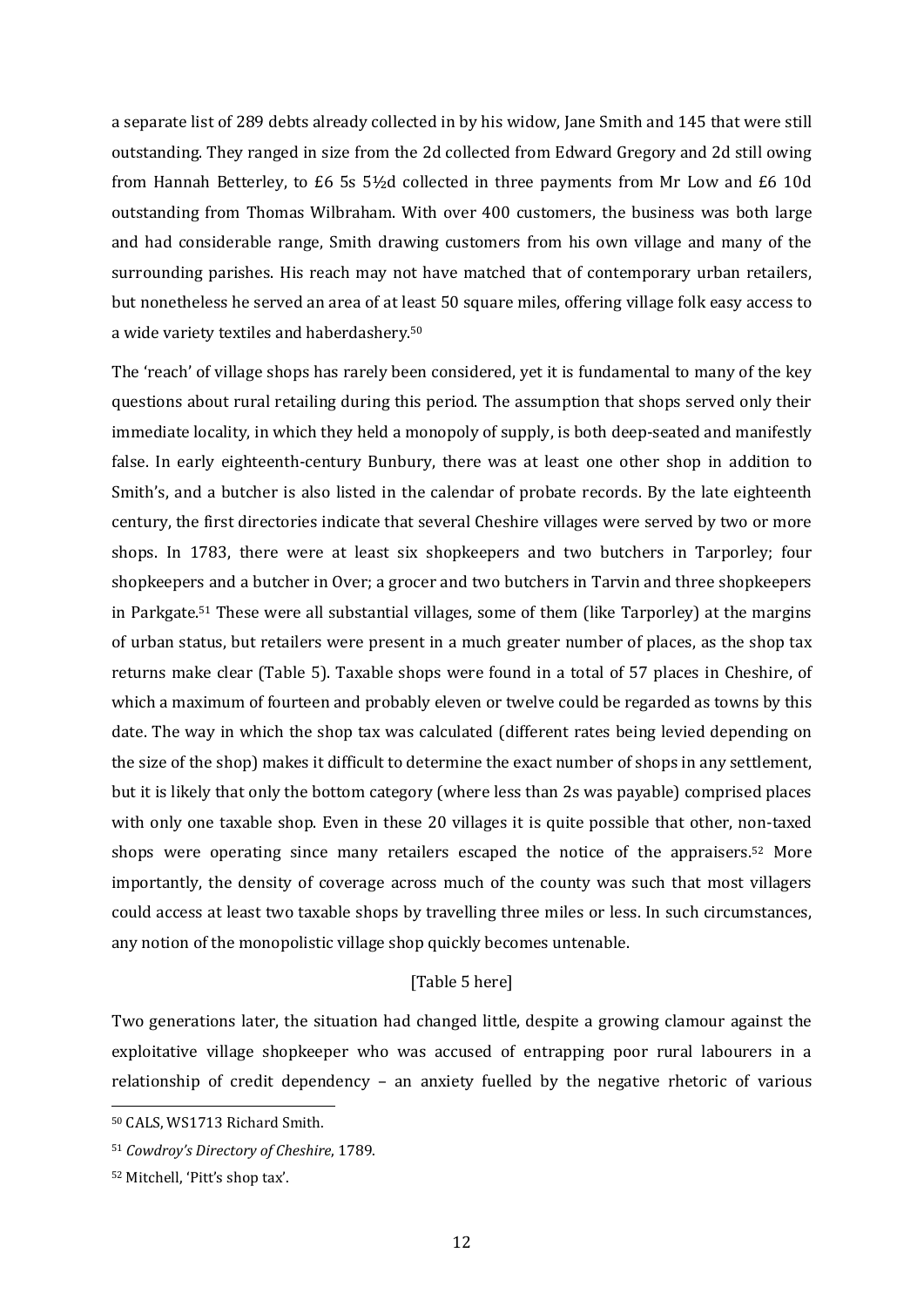a separate list of 289 debts already collected in by his widow, Jane Smith and 145 that were still outstanding. They ranged in size from the 2d collected from Edward Gregory and 2d still owing from Hannah Betterley, to £6 5s 5½d collected in three payments from Mr Low and £6 10d outstanding from Thomas Wilbraham. With over 400 customers, the business was both large and had considerable range, Smith drawing customers from his own village and many of the surrounding parishes. His reach may not have matched that of contemporary urban retailers, but nonetheless he served an area of at least 50 square miles, offering village folk easy access to a wide variety textiles and haberdashery.[50]

The 'reach' of village shops has rarely been considered, yet it is fundamental to many of the key questions about rural retailing during this period. The assumption that shops served only their immediate locality, in which they held a monopoly of supply, is both deep-seated and manifestly false. In early eighteenth-century Bunbury, there was at least one other shop in addition to Smith's, and a butcher is also listed in the calendar of probate records. By the late eighteenth century, the first directories indicate that several Cheshire villages were served by two or more shops. In 1783, there were at least six shopkeepers and two butchers in Tarporley; four shopkeepers and a butcher in Over; a grocer and two butchers in Tarvin and three shopkeepers in Parkgate.[51] These were all substantial villages, some of them (like Tarporley) at the margins of urban status, but retailers were present in a much greater number of places, as the shop tax returns make clear (Table 5). Taxable shops were found in a total of 57 places in Cheshire, of which a maximum of fourteen and probably eleven or twelve could be regarded as towns by this date. The way in which the shop tax was calculated (different rates being levied depending on the size of the shop) makes it difficult to determine the exact number of shops in any settlement, but it is likely that only the bottom category (where less than 2s was payable) comprised places with only one taxable shop. Even in these 20 villages it is quite possible that other, non-taxed shops were operating since many retailers escaped the notice of the appraisers.[52] More importantly, the density of coverage across much of the county was such that most villagers could access at least two taxable shops by travelling three miles or less. In such circumstances, any notion of the monopolistic village shop quickly becomes untenable.

[Table 5 here]

Two generations later, the situation had changed little, despite a growing clamour against the exploitative village shopkeeper who was accused of entrapping poor rural labourers in a relationship of credit dependency – an anxiety fuelled by the negative rhetoric of various

[50] CALS, WS1713 Richard Smith.

[51] *Cowdroy's Directory of Cheshire*, 1789.

[52] Mitchell, 'Pitt's shop tax'.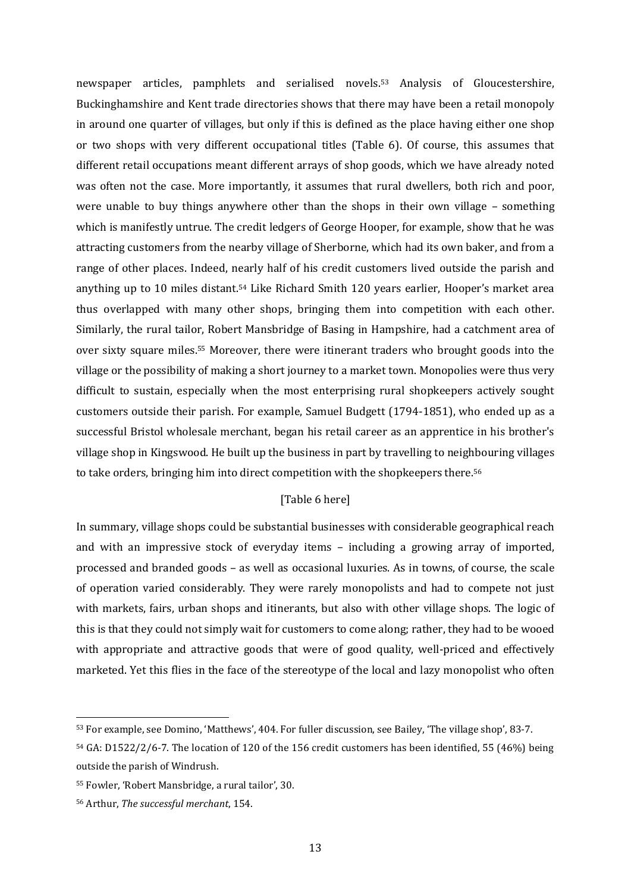newspaper articles, pamphlets and serialised novels.[53] Analysis of Gloucestershire, Buckinghamshire and Kent trade directories shows that there may have been a retail monopoly in around one quarter of villages, but only if this is defined as the place having either one shop or two shops with very different occupational titles (Table 6). Of course, this assumes that different retail occupations meant different arrays of shop goods, which we have already noted was often not the case. More importantly, it assumes that rural dwellers, both rich and poor, were unable to buy things anywhere other than the shops in their own village – something which is manifestly untrue. The credit ledgers of George Hooper, for example, show that he was attracting customers from the nearby village of Sherborne, which had its own baker, and from a range of other places. Indeed, nearly half of his credit customers lived outside the parish and anything up to 10 miles distant.[54] Like Richard Smith 120 years earlier, Hooper's market area thus overlapped with many other shops, bringing them into competition with each other. Similarly, the rural tailor, Robert Mansbridge of Basing in Hampshire, had a catchment area of over sixty square miles.[55] Moreover, there were itinerant traders who brought goods into the village or the possibility of making a short journey to a market town. Monopolies were thus very difficult to sustain, especially when the most enterprising rural shopkeepers actively sought customers outside their parish. For example, Samuel Budgett (1794-1851), who ended up as a successful Bristol wholesale merchant, began his retail career as an apprentice in his brother's village shop in Kingswood. He built up the business in part by travelling to neighbouring villages to take orders, bringing him into direct competition with the shopkeepers there.[56]

[Table 6 here]

In summary, village shops could be substantial businesses with considerable geographical reach and with an impressive stock of everyday items – including a growing array of imported, processed and branded goods – as well as occasional luxuries. As in towns, of course, the scale of operation varied considerably. They were rarely monopolists and had to compete not just with markets, fairs, urban shops and itinerants, but also with other village shops. The logic of this is that they could not simply wait for customers to come along; rather, they had to be wooed with appropriate and attractive goods that were of good quality, well-priced and effectively marketed. Yet this flies in the face of the stereotype of the local and lazy monopolist who often

---

[53] For example, see Domino, 'Matthews', 404. For fuller discussion, see Bailey, 'The village shop', 83-7.

[54] GA: D1522/2/6-7. The location of 120 of the 156 credit customers has been identified, 55 (46%) being outside the parish of Windrush.

[55] Fowler, 'Robert Mansbridge, a rural tailor', 30.

[56] Arthur, *The successful merchant*, 154.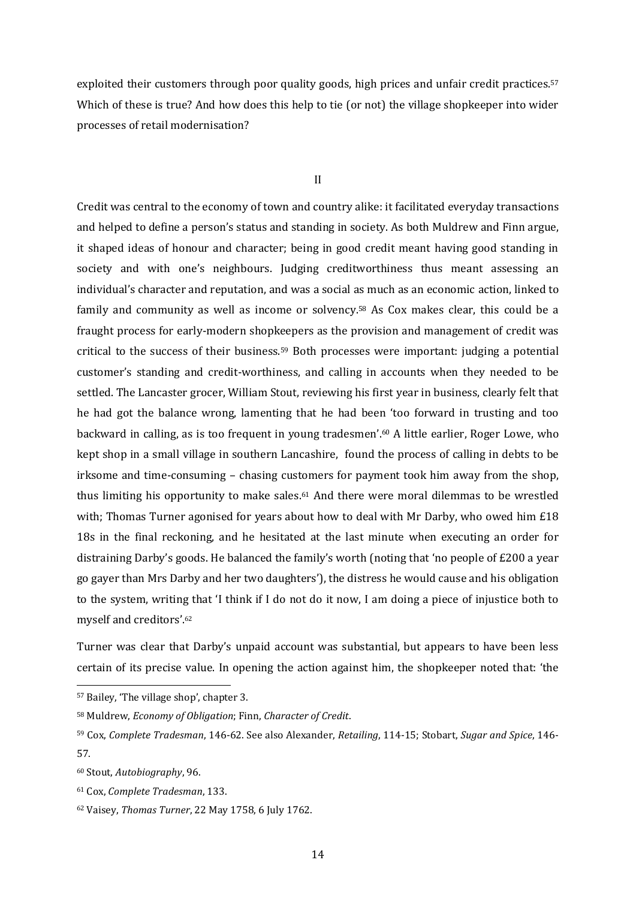exploited their customers through poor quality goods, high prices and unfair credit practices.[57] Which of these is true? And how does this help to tie (or not) the village shopkeeper into wider processes of retail modernisation?

## II

Credit was central to the economy of town and country alike: it facilitated everyday transactions and helped to define a person's status and standing in society. As both Muldrew and Finn argue, it shaped ideas of honour and character; being in good credit meant having good standing in society and with one's neighbours. Judging creditworthiness thus meant assessing an individual's character and reputation, and was a social as much as an economic action, linked to family and community as well as income or solvency.[58] As Cox makes clear, this could be a fraught process for early-modern shopkeepers as the provision and management of credit was critical to the success of their business.[59] Both processes were important: judging a potential customer's standing and credit-worthiness, and calling in accounts when they needed to be settled. The Lancaster grocer, William Stout, reviewing his first year in business, clearly felt that he had got the balance wrong, lamenting that he had been 'too forward in trusting and too backward in calling, as is too frequent in young tradesmen'.[60] A little earlier, Roger Lowe, who kept shop in a small village in southern Lancashire, found the process of calling in debts to be irksome and time-consuming – chasing customers for payment took him away from the shop, thus limiting his opportunity to make sales.[61] And there were moral dilemmas to be wrestled with; Thomas Turner agonised for years about how to deal with Mr Darby, who owed him £18 18s in the final reckoning, and he hesitated at the last minute when executing an order for distraining Darby's goods. He balanced the family's worth (noting that 'no people of £200 a year go gayer than Mrs Darby and her two daughters'), the distress he would cause and his obligation to the system, writing that 'I think if I do not do it now, I am doing a piece of injustice both to myself and creditors'.[62]

Turner was clear that Darby's unpaid account was substantial, but appears to have been less certain of its precise value. In opening the action against him, the shopkeeper noted that: 'the

---

[57] Bailey, 'The village shop', chapter 3.

[58] Muldrew, *Economy of Obligation*; Finn, *Character of Credit*.

[59] Cox, *Complete Tradesman*, 146-62. See also Alexander, *Retailing*, 114-15; Stobart, *Sugar and Spice*, 146-57.

[60] Stout, *Autobiography*, 96.

[61] Cox, *Complete Tradesman*, 133.

[62] Vaisey, *Thomas Turner*, 22 May 1758, 6 July 1762.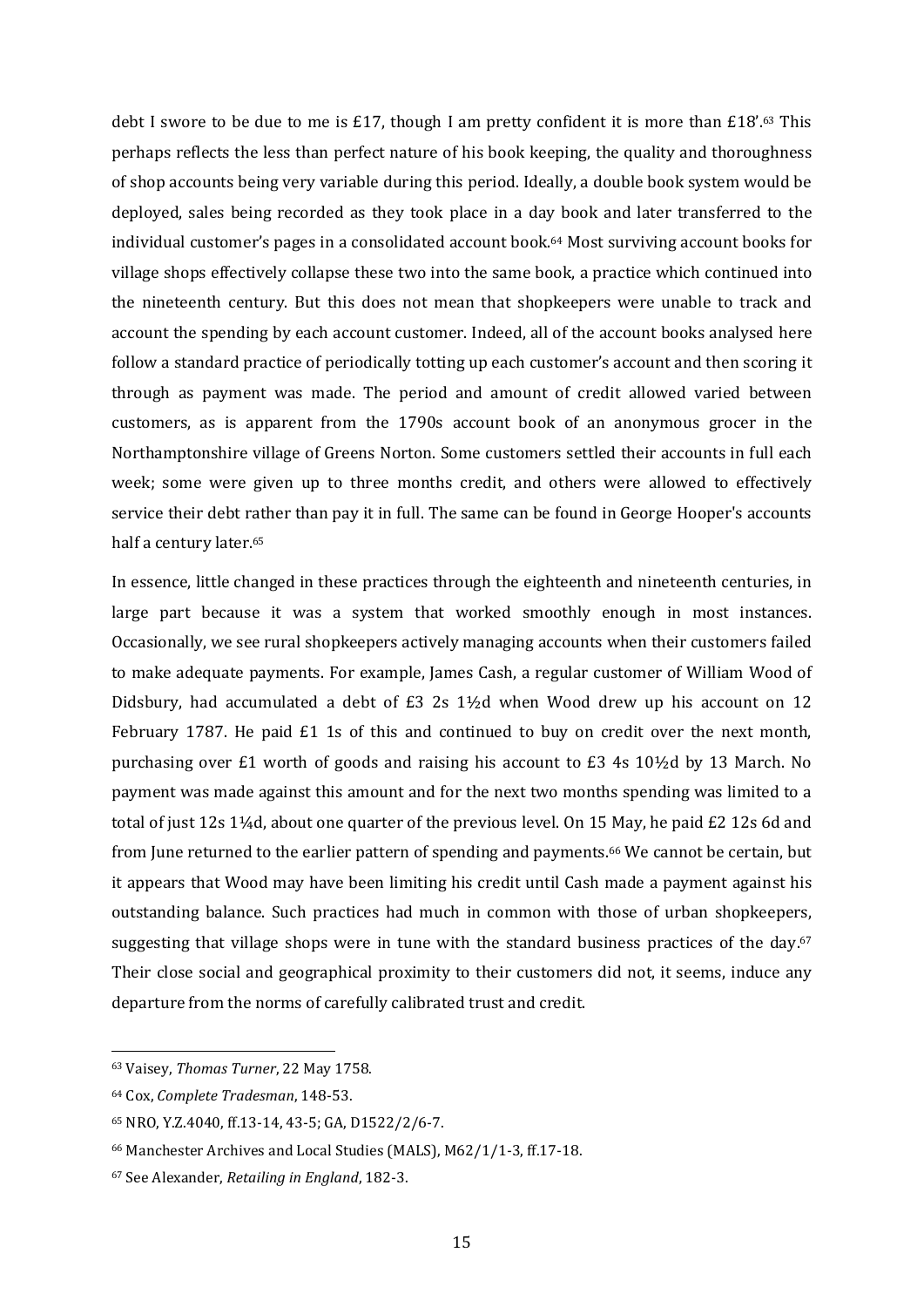debt I swore to be due to me is £17, though I am pretty confident it is more than £18'.[63] This perhaps reflects the less than perfect nature of his book keeping, the quality and thoroughness of shop accounts being very variable during this period. Ideally, a double book system would be deployed, sales being recorded as they took place in a day book and later transferred to the individual customer's pages in a consolidated account book.[64] Most surviving account books for village shops effectively collapse these two into the same book, a practice which continued into the nineteenth century. But this does not mean that shopkeepers were unable to track and account the spending by each account customer. Indeed, all of the account books analysed here follow a standard practice of periodically totting up each customer's account and then scoring it through as payment was made. The period and amount of credit allowed varied between customers, as is apparent from the 1790s account book of an anonymous grocer in the Northamptonshire village of Greens Norton. Some customers settled their accounts in full each week; some were given up to three months credit, and others were allowed to effectively service their debt rather than pay it in full. The same can be found in George Hooper's accounts half a century later.[65]

In essence, little changed in these practices through the eighteenth and nineteenth centuries, in large part because it was a system that worked smoothly enough in most instances. Occasionally, we see rural shopkeepers actively managing accounts when their customers failed to make adequate payments. For example, James Cash, a regular customer of William Wood of Didsbury, had accumulated a debt of £3 2s 1½d when Wood drew up his account on 12 February 1787. He paid £1 1s of this and continued to buy on credit over the next month, purchasing over £1 worth of goods and raising his account to £3 4s 10½d by 13 March. No payment was made against this amount and for the next two months spending was limited to a total of just 12s 1¼d, about one quarter of the previous level. On 15 May, he paid £2 12s 6d and from June returned to the earlier pattern of spending and payments.[66] We cannot be certain, but it appears that Wood may have been limiting his credit until Cash made a payment against his outstanding balance. Such practices had much in common with those of urban shopkeepers, suggesting that village shops were in tune with the standard business practices of the day.[67] Their close social and geographical proximity to their customers did not, it seems, induce any departure from the norms of carefully calibrated trust and credit.

---

[63] Vaisey, *Thomas Turner*, 22 May 1758.

[64] Cox, *Complete Tradesman*, 148-53.

[65] NRO, Y.Z.4040, ff.13-14, 43-5; GA, D1522/2/6-7.

[66] Manchester Archives and Local Studies (MALS), M62/1/1-3, ff.17-18.

[67] See Alexander, *Retailing in England*, 182-3.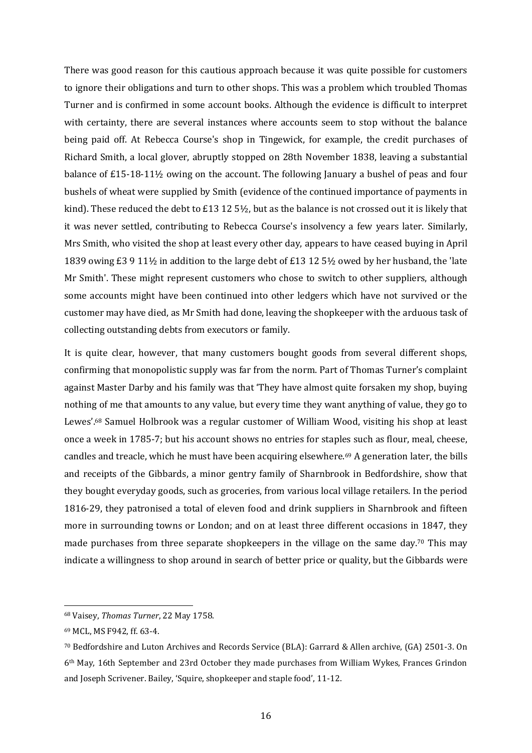There was good reason for this cautious approach because it was quite possible for customers to ignore their obligations and turn to other shops. This was a problem which troubled Thomas Turner and is confirmed in some account books. Although the evidence is difficult to interpret with certainty, there are several instances where accounts seem to stop without the balance being paid off. At Rebecca Course's shop in Tingewick, for example, the credit purchases of Richard Smith, a local glover, abruptly stopped on 28th November 1838, leaving a substantial balance of £15-18-11½ owing on the account. The following January a bushel of peas and four bushels of wheat were supplied by Smith (evidence of the continued importance of payments in kind). These reduced the debt to £13 12 5½, but as the balance is not crossed out it is likely that it was never settled, contributing to Rebecca Course's insolvency a few years later. Similarly, Mrs Smith, who visited the shop at least every other day, appears to have ceased buying in April 1839 owing £3 9 11½ in addition to the large debt of £13 12 5½ owed by her husband, the 'late Mr Smith'. These might represent customers who chose to switch to other suppliers, although some accounts might have been continued into other ledgers which have not survived or the customer may have died, as Mr Smith had done, leaving the shopkeeper with the arduous task of collecting outstanding debts from executors or family.

It is quite clear, however, that many customers bought goods from several different shops, confirming that monopolistic supply was far from the norm. Part of Thomas Turner's complaint against Master Darby and his family was that 'They have almost quite forsaken my shop, buying nothing of me that amounts to any value, but every time they want anything of value, they go to Lewes'.[68] Samuel Holbrook was a regular customer of William Wood, visiting his shop at least once a week in 1785-7; but his account shows no entries for staples such as flour, meal, cheese, candles and treacle, which he must have been acquiring elsewhere.[69] A generation later, the bills and receipts of the Gibbards, a minor gentry family of Sharnbrook in Bedfordshire, show that they bought everyday goods, such as groceries, from various local village retailers. In the period 1816-29, they patronised a total of eleven food and drink suppliers in Sharnbrook and fifteen more in surrounding towns or London; and on at least three different occasions in 1847, they made purchases from three separate shopkeepers in the village on the same day.[70] This may indicate a willingness to shop around in search of better price or quality, but the Gibbards were

---

[68] Vaisey, *Thomas Turner*, 22 May 1758.

[69] MCL, MS F942, ff. 63-4.

[70] Bedfordshire and Luton Archives and Records Service (BLA): Garrard & Allen archive, (GA) 2501-3. On 6th May, 16th September and 23rd October they made purchases from William Wykes, Frances Grindon and Joseph Scrivener. Bailey, 'Squire, shopkeeper and staple food', 11-12.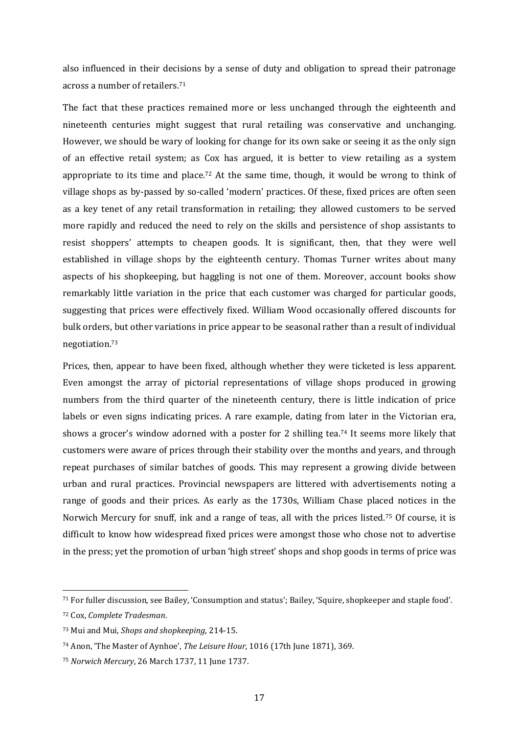also influenced in their decisions by a sense of duty and obligation to spread their patronage across a number of retailers.[71]

The fact that these practices remained more or less unchanged through the eighteenth and nineteenth centuries might suggest that rural retailing was conservative and unchanging. However, we should be wary of looking for change for its own sake or seeing it as the only sign of an effective retail system; as Cox has argued, it is better to view retailing as a system appropriate to its time and place.[72] At the same time, though, it would be wrong to think of village shops as by-passed by so-called 'modern' practices. Of these, fixed prices are often seen as a key tenet of any retail transformation in retailing; they allowed customers to be served more rapidly and reduced the need to rely on the skills and persistence of shop assistants to resist shoppers' attempts to cheapen goods. It is significant, then, that they were well established in village shops by the eighteenth century. Thomas Turner writes about many aspects of his shopkeeping, but haggling is not one of them. Moreover, account books show remarkably little variation in the price that each customer was charged for particular goods, suggesting that prices were effectively fixed. William Wood occasionally offered discounts for bulk orders, but other variations in price appear to be seasonal rather than a result of individual negotiation.[73]

Prices, then, appear to have been fixed, although whether they were ticketed is less apparent. Even amongst the array of pictorial representations of village shops produced in growing numbers from the third quarter of the nineteenth century, there is little indication of price labels or even signs indicating prices. A rare example, dating from later in the Victorian era, shows a grocer's window adorned with a poster for 2 shilling tea.[74] It seems more likely that customers were aware of prices through their stability over the months and years, and through repeat purchases of similar batches of goods. This may represent a growing divide between urban and rural practices. Provincial newspapers are littered with advertisements noting a range of goods and their prices. As early as the 1730s, William Chase placed notices in the Norwich Mercury for snuff, ink and a range of teas, all with the prices listed.[75] Of course, it is difficult to know how widespread fixed prices were amongst those who chose not to advertise in the press; yet the promotion of urban 'high street' shops and shop goods in terms of price was

---

[71] For fuller discussion, see Bailey, 'Consumption and status'; Bailey, 'Squire, shopkeeper and staple food'.

[72] Cox, *Complete Tradesman*.

[73] Mui and Mui, *Shops and shopkeeping*, 214-15.

[74] Anon, 'The Master of Aynhoe', *The Leisure Hour,* 1016 (17th June 1871), 369.

[75] *Norwich Mercury*, 26 March 1737, 11 June 1737.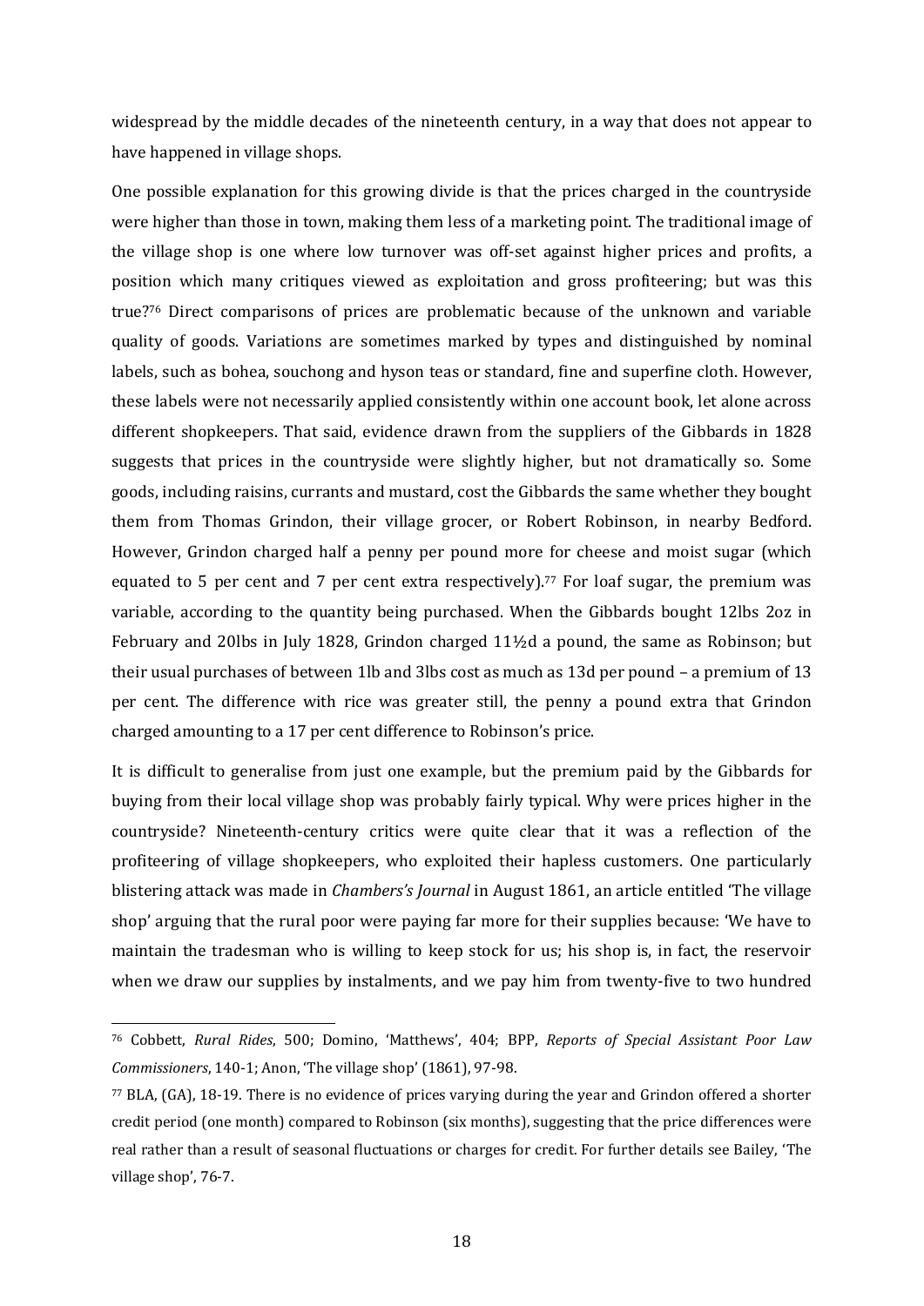widespread by the middle decades of the nineteenth century, in a way that does not appear to have happened in village shops.

One possible explanation for this growing divide is that the prices charged in the countryside were higher than those in town, making them less of a marketing point. The traditional image of the village shop is one where low turnover was off-set against higher prices and profits, a position which many critiques viewed as exploitation and gross profiteering; but was this true?[76] Direct comparisons of prices are problematic because of the unknown and variable quality of goods. Variations are sometimes marked by types and distinguished by nominal labels, such as bohea, souchong and hyson teas or standard, fine and superfine cloth. However, these labels were not necessarily applied consistently within one account book, let alone across different shopkeepers. That said, evidence drawn from the suppliers of the Gibbards in 1828 suggests that prices in the countryside were slightly higher, but not dramatically so. Some goods, including raisins, currants and mustard, cost the Gibbards the same whether they bought them from Thomas Grindon, their village grocer, or Robert Robinson, in nearby Bedford. However, Grindon charged half a penny per pound more for cheese and moist sugar (which equated to 5 per cent and 7 per cent extra respectively).[77] For loaf sugar, the premium was variable, according to the quantity being purchased. When the Gibbards bought 12lbs 2oz in February and 20lbs in July 1828, Grindon charged 11½d a pound, the same as Robinson; but their usual purchases of between 1lb and 3lbs cost as much as 13d per pound – a premium of 13 per cent. The difference with rice was greater still, the penny a pound extra that Grindon charged amounting to a 17 per cent difference to Robinson's price.

It is difficult to generalise from just one example, but the premium paid by the Gibbards for buying from their local village shop was probably fairly typical. Why were prices higher in the countryside? Nineteenth-century critics were quite clear that it was a reflection of the profiteering of village shopkeepers, who exploited their hapless customers. One particularly blistering attack was made in *Chambers's Journal* in August 1861, an article entitled 'The village shop' arguing that the rural poor were paying far more for their supplies because: 'We have to maintain the tradesman who is willing to keep stock for us; his shop is, in fact, the reservoir when we draw our supplies by instalments, and we pay him from twenty-five to two hundred

---

[76] Cobbett, *Rural Rides*, 500; Domino, 'Matthews', 404; BPP, *Reports of Special Assistant Poor Law Commissioners*, 140-1; Anon, 'The village shop' (1861), 97-98.

[77] BLA, (GA), 18-19. There is no evidence of prices varying during the year and Grindon offered a shorter credit period (one month) compared to Robinson (six months), suggesting that the price differences were real rather than a result of seasonal fluctuations or charges for credit. For further details see Bailey, 'The village shop', 76-7.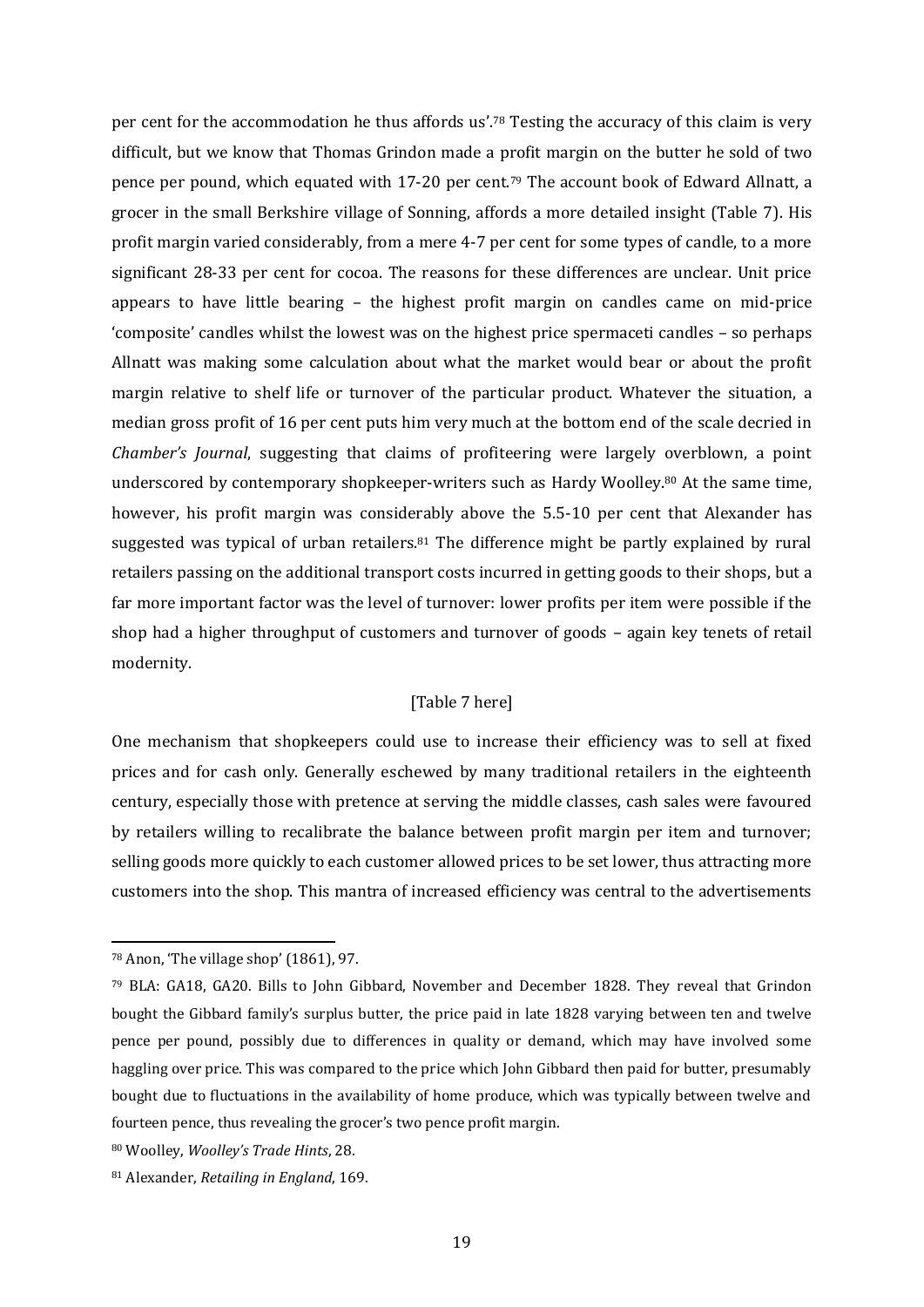per cent for the accommodation he thus affords us'.[78] Testing the accuracy of this claim is very difficult, but we know that Thomas Grindon made a profit margin on the butter he sold of two pence per pound, which equated with 17-20 per cent.[79] The account book of Edward Allnatt, a grocer in the small Berkshire village of Sonning, affords a more detailed insight (Table 7). His profit margin varied considerably, from a mere 4-7 per cent for some types of candle, to a more significant 28-33 per cent for cocoa. The reasons for these differences are unclear. Unit price appears to have little bearing – the highest profit margin on candles came on mid-price 'composite' candles whilst the lowest was on the highest price spermaceti candles – so perhaps Allnatt was making some calculation about what the market would bear or about the profit margin relative to shelf life or turnover of the particular product. Whatever the situation, a median gross profit of 16 per cent puts him very much at the bottom end of the scale decried in *Chamber's Journal*, suggesting that claims of profiteering were largely overblown, a point underscored by contemporary shopkeeper-writers such as Hardy Woolley.[80] At the same time, however, his profit margin was considerably above the 5.5-10 per cent that Alexander has suggested was typical of urban retailers.[81] The difference might be partly explained by rural retailers passing on the additional transport costs incurred in getting goods to their shops, but a far more important factor was the level of turnover: lower profits per item were possible if the shop had a higher throughput of customers and turnover of goods – again key tenets of retail modernity.

[Table 7 here]

One mechanism that shopkeepers could use to increase their efficiency was to sell at fixed prices and for cash only. Generally eschewed by many traditional retailers in the eighteenth century, especially those with pretence at serving the middle classes, cash sales were favoured by retailers willing to recalibrate the balance between profit margin per item and turnover; selling goods more quickly to each customer allowed prices to be set lower, thus attracting more customers into the shop. This mantra of increased efficiency was central to the advertisements

---

[78] Anon, 'The village shop' (1861), 97.

[79] BLA: GA18, GA20. Bills to John Gibbard, November and December 1828. They reveal that Grindon bought the Gibbard family's surplus butter, the price paid in late 1828 varying between ten and twelve pence per pound, possibly due to differences in quality or demand, which may have involved some haggling over price. This was compared to the price which John Gibbard then paid for butter, presumably bought due to fluctuations in the availability of home produce, which was typically between twelve and fourteen pence, thus revealing the grocer's two pence profit margin.

[80] Woolley, *Woolley's Trade Hints*, 28.

[81] Alexander, *Retailing in England*, 169.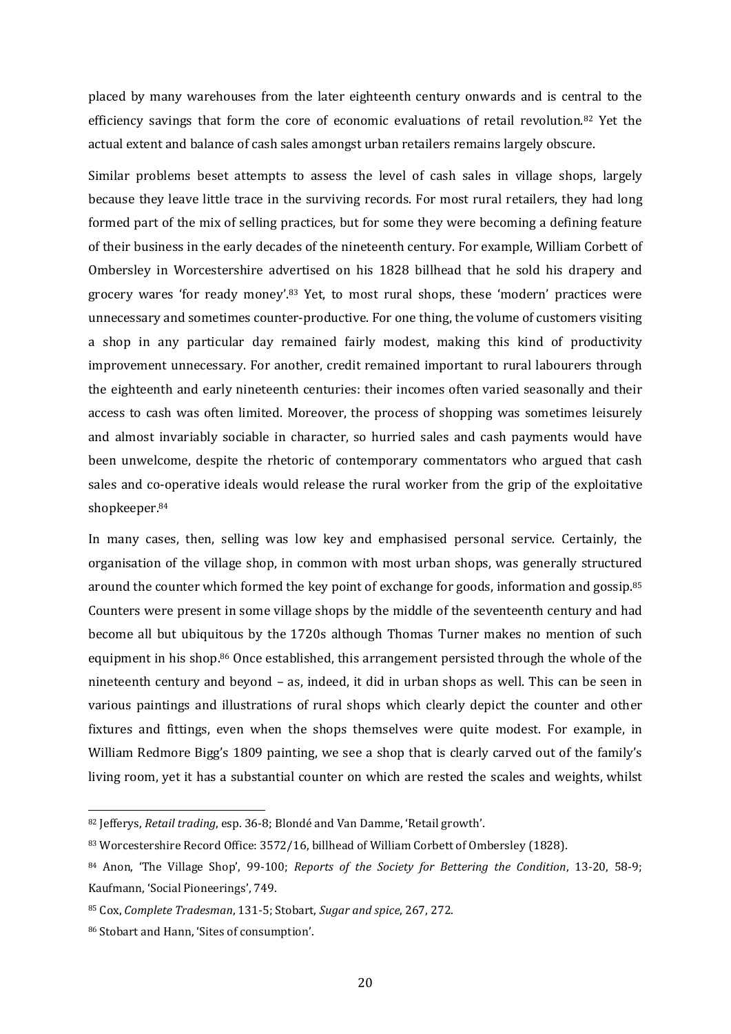placed by many warehouses from the later eighteenth century onwards and is central to the efficiency savings that form the core of economic evaluations of retail revolution.[82] Yet the actual extent and balance of cash sales amongst urban retailers remains largely obscure.

Similar problems beset attempts to assess the level of cash sales in village shops, largely because they leave little trace in the surviving records. For most rural retailers, they had long formed part of the mix of selling practices, but for some they were becoming a defining feature of their business in the early decades of the nineteenth century. For example, William Corbett of Ombersley in Worcestershire advertised on his 1828 billhead that he sold his drapery and grocery wares 'for ready money'.[83] Yet, to most rural shops, these 'modern' practices were unnecessary and sometimes counter-productive. For one thing, the volume of customers visiting a shop in any particular day remained fairly modest, making this kind of productivity improvement unnecessary. For another, credit remained important to rural labourers through the eighteenth and early nineteenth centuries: their incomes often varied seasonally and their access to cash was often limited. Moreover, the process of shopping was sometimes leisurely and almost invariably sociable in character, so hurried sales and cash payments would have been unwelcome, despite the rhetoric of contemporary commentators who argued that cash sales and co-operative ideals would release the rural worker from the grip of the exploitative shopkeeper.[84]

In many cases, then, selling was low key and emphasised personal service. Certainly, the organisation of the village shop, in common with most urban shops, was generally structured around the counter which formed the key point of exchange for goods, information and gossip.[85] Counters were present in some village shops by the middle of the seventeenth century and had become all but ubiquitous by the 1720s although Thomas Turner makes no mention of such equipment in his shop.[86] Once established, this arrangement persisted through the whole of the nineteenth century and beyond – as, indeed, it did in urban shops as well. This can be seen in various paintings and illustrations of rural shops which clearly depict the counter and other fixtures and fittings, even when the shops themselves were quite modest. For example, in William Redmore Bigg's 1809 painting, we see a shop that is clearly carved out of the family's living room, yet it has a substantial counter on which are rested the scales and weights, whilst

---

[82] Jefferys, *Retail trading*, esp. 36-8; Blondé and Van Damme, 'Retail growth'.

[83] Worcestershire Record Office: 3572/16, billhead of William Corbett of Ombersley (1828).

[84] Anon, 'The Village Shop', 99-100; *Reports of the Society for Bettering the Condition*, 13-20, 58-9; Kaufmann, 'Social Pioneerings', 749.

[85] Cox, *Complete Tradesman*, 131-5; Stobart, *Sugar and spice*, 267, 272.

[86] Stobart and Hann, 'Sites of consumption'.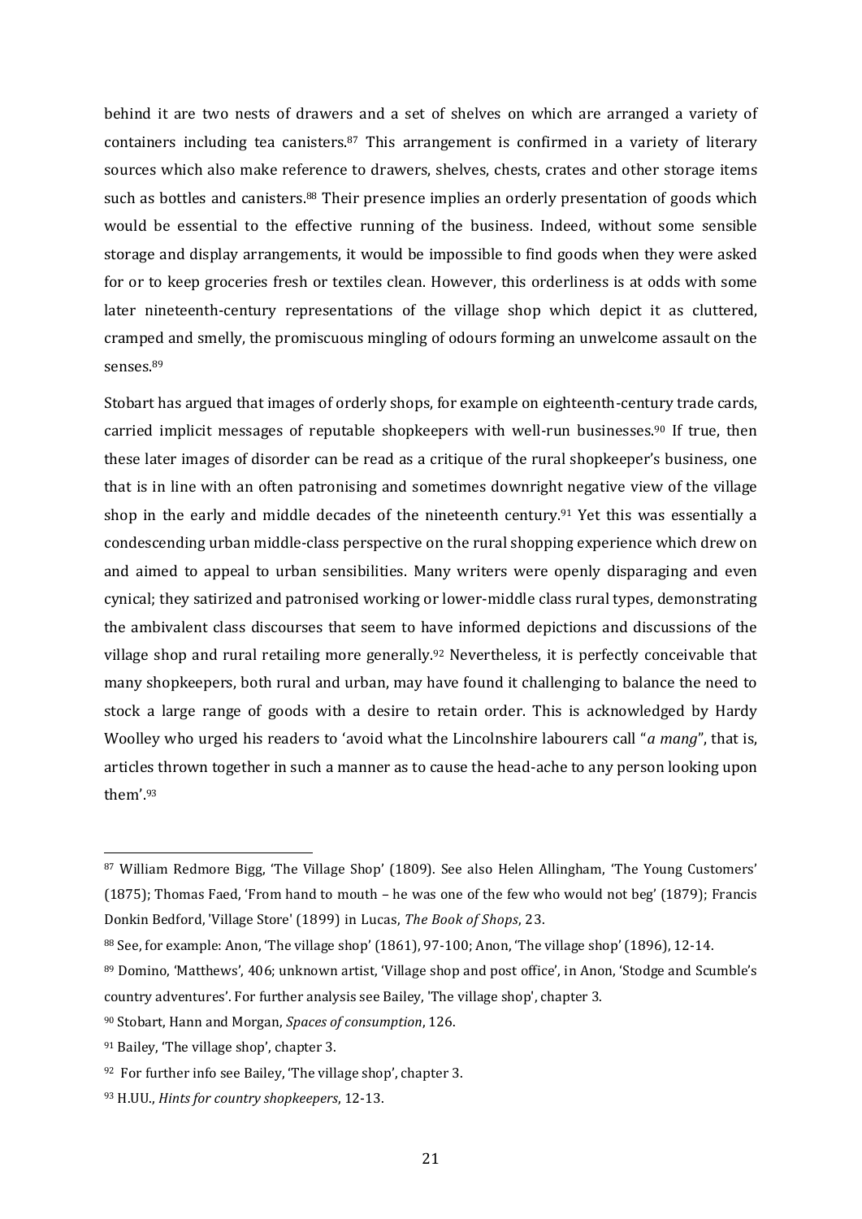behind it are two nests of drawers and a set of shelves on which are arranged a variety of containers including tea canisters.[87] This arrangement is confirmed in a variety of literary sources which also make reference to drawers, shelves, chests, crates and other storage items such as bottles and canisters.[88] Their presence implies an orderly presentation of goods which would be essential to the effective running of the business. Indeed, without some sensible storage and display arrangements, it would be impossible to find goods when they were asked for or to keep groceries fresh or textiles clean. However, this orderliness is at odds with some later nineteenth-century representations of the village shop which depict it as cluttered, cramped and smelly, the promiscuous mingling of odours forming an unwelcome assault on the senses.[89]

Stobart has argued that images of orderly shops, for example on eighteenth-century trade cards, carried implicit messages of reputable shopkeepers with well-run businesses.[90] If true, then these later images of disorder can be read as a critique of the rural shopkeeper's business, one that is in line with an often patronising and sometimes downright negative view of the village shop in the early and middle decades of the nineteenth century.[91] Yet this was essentially a condescending urban middle-class perspective on the rural shopping experience which drew on and aimed to appeal to urban sensibilities. Many writers were openly disparaging and even cynical; they satirized and patronised working or lower-middle class rural types, demonstrating the ambivalent class discourses that seem to have informed depictions and discussions of the village shop and rural retailing more generally.[92] Nevertheless, it is perfectly conceivable that many shopkeepers, both rural and urban, may have found it challenging to balance the need to stock a large range of goods with a desire to retain order. This is acknowledged by Hardy Woolley who urged his readers to 'avoid what the Lincolnshire labourers call "*a mang*", that is, articles thrown together in such a manner as to cause the head-ache to any person looking upon them'.[93]

---

[87] William Redmore Bigg, 'The Village Shop' (1809). See also Helen Allingham, 'The Young Customers' (1875); Thomas Faed, 'From hand to mouth – he was one of the few who would not beg' (1879); Francis Donkin Bedford, 'Village Store' (1899) in Lucas, *The Book of Shops*, 23.

[88] See, for example: Anon, 'The village shop' (1861), 97-100; Anon, 'The village shop' (1896), 12-14.

[89] Domino, 'Matthews', 406; unknown artist, 'Village shop and post office', in Anon, 'Stodge and Scumble's country adventures'. For further analysis see Bailey, 'The village shop', chapter 3.

[90] Stobart, Hann and Morgan, *Spaces of consumption*, 126.

[91] Bailey, 'The village shop', chapter 3.

[92] For further info see Bailey, 'The village shop', chapter 3.

[93] H.UU., *Hints for country shopkeepers*, 12-13.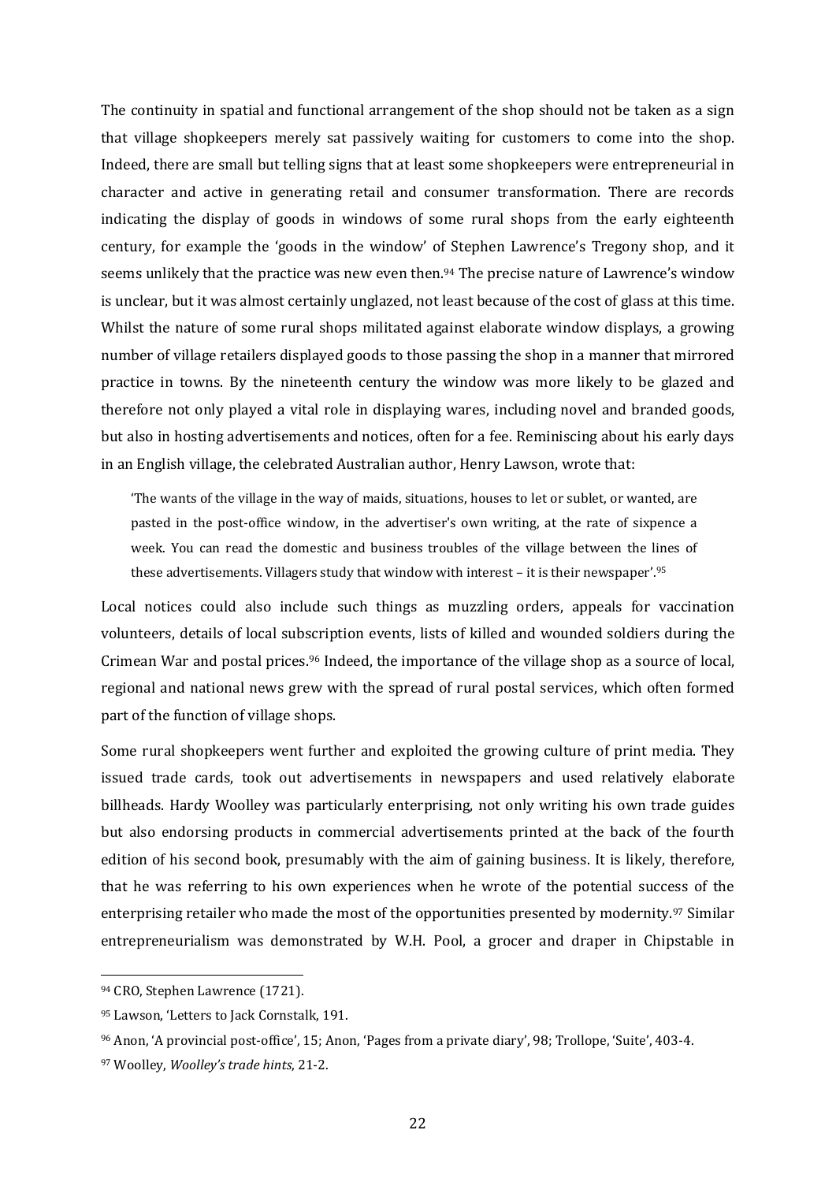The continuity in spatial and functional arrangement of the shop should not be taken as a sign that village shopkeepers merely sat passively waiting for customers to come into the shop. Indeed, there are small but telling signs that at least some shopkeepers were entrepreneurial in character and active in generating retail and consumer transformation. There are records indicating the display of goods in windows of some rural shops from the early eighteenth century, for example the 'goods in the window' of Stephen Lawrence's Tregony shop, and it seems unlikely that the practice was new even then.[94] The precise nature of Lawrence's window is unclear, but it was almost certainly unglazed, not least because of the cost of glass at this time. Whilst the nature of some rural shops militated against elaborate window displays, a growing number of village retailers displayed goods to those passing the shop in a manner that mirrored practice in towns. By the nineteenth century the window was more likely to be glazed and therefore not only played a vital role in displaying wares, including novel and branded goods, but also in hosting advertisements and notices, often for a fee. Reminiscing about his early days in an English village, the celebrated Australian author, Henry Lawson, wrote that:

> 'The wants of the village in the way of maids, situations, houses to let or sublet, or wanted, are pasted in the post-office window, in the advertiser's own writing, at the rate of sixpence a week. You can read the domestic and business troubles of the village between the lines of these advertisements. Villagers study that window with interest – it is their newspaper'.[95]

Local notices could also include such things as muzzling orders, appeals for vaccination volunteers, details of local subscription events, lists of killed and wounded soldiers during the Crimean War and postal prices.[96] Indeed, the importance of the village shop as a source of local, regional and national news grew with the spread of rural postal services, which often formed part of the function of village shops.

Some rural shopkeepers went further and exploited the growing culture of print media. They issued trade cards, took out advertisements in newspapers and used relatively elaborate billheads. Hardy Woolley was particularly enterprising, not only writing his own trade guides but also endorsing products in commercial advertisements printed at the back of the fourth edition of his second book, presumably with the aim of gaining business. It is likely, therefore, that he was referring to his own experiences when he wrote of the potential success of the enterprising retailer who made the most of the opportunities presented by modernity.[97] Similar entrepreneurialism was demonstrated by W.H. Pool, a grocer and draper in Chipstable in

---

[94] CRO, Stephen Lawrence (1721).

[95] Lawson, 'Letters to Jack Cornstalk, 191.

[96] Anon, 'A provincial post-office', 15; Anon, 'Pages from a private diary', 98; Trollope, 'Suite', 403-4.

[97] Woolley, *Woolley's trade hints*, 21-2.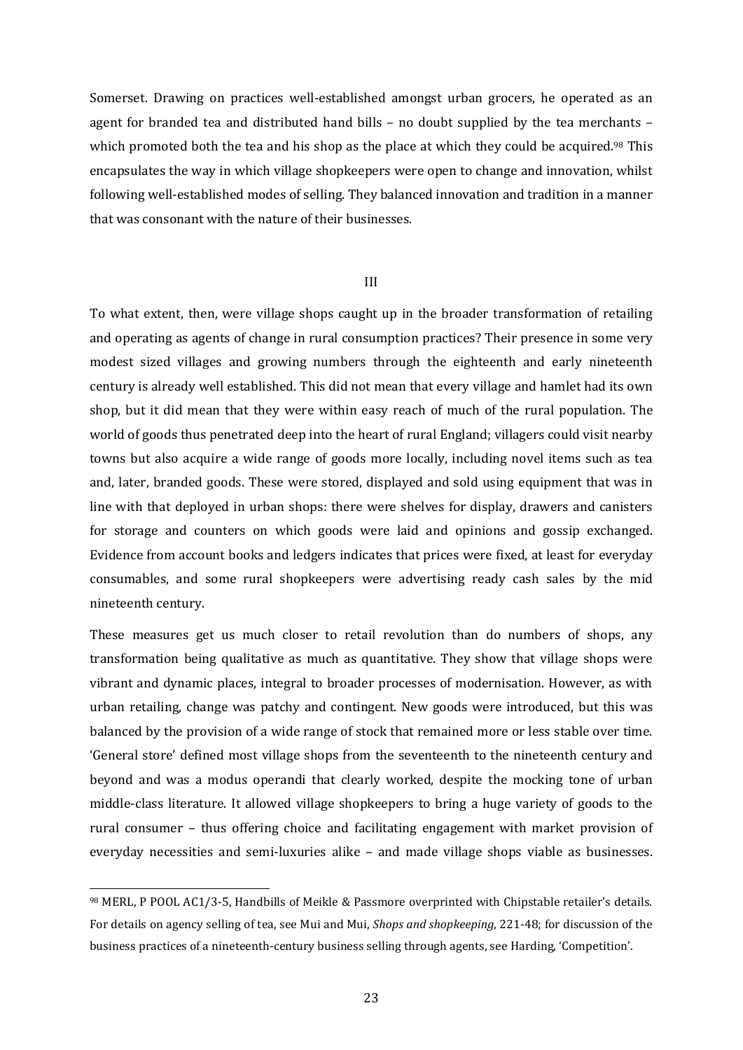Somerset. Drawing on practices well-established amongst urban grocers, he operated as an agent for branded tea and distributed hand bills – no doubt supplied by the tea merchants – which promoted both the tea and his shop as the place at which they could be acquired.[98] This encapsulates the way in which village shopkeepers were open to change and innovation, whilst following well-established modes of selling. They balanced innovation and tradition in a manner that was consonant with the nature of their businesses.

## III

To what extent, then, were village shops caught up in the broader transformation of retailing and operating as agents of change in rural consumption practices? Their presence in some very modest sized villages and growing numbers through the eighteenth and early nineteenth century is already well established. This did not mean that every village and hamlet had its own shop, but it did mean that they were within easy reach of much of the rural population. The world of goods thus penetrated deep into the heart of rural England; villagers could visit nearby towns but also acquire a wide range of goods more locally, including novel items such as tea and, later, branded goods. These were stored, displayed and sold using equipment that was in line with that deployed in urban shops: there were shelves for display, drawers and canisters for storage and counters on which goods were laid and opinions and gossip exchanged. Evidence from account books and ledgers indicates that prices were fixed, at least for everyday consumables, and some rural shopkeepers were advertising ready cash sales by the mid nineteenth century.

These measures get us much closer to retail revolution than do numbers of shops, any transformation being qualitative as much as quantitative. They show that village shops were vibrant and dynamic places, integral to broader processes of modernisation. However, as with urban retailing, change was patchy and contingent. New goods were introduced, but this was balanced by the provision of a wide range of stock that remained more or less stable over time. 'General store' defined most village shops from the seventeenth to the nineteenth century and beyond and was a modus operandi that clearly worked, despite the mocking tone of urban middle-class literature. It allowed village shopkeepers to bring a huge variety of goods to the rural consumer – thus offering choice and facilitating engagement with market provision of everyday necessities and semi-luxuries alike – and made village shops viable as businesses.

---

[98] MERL, P POOL AC1/3-5, Handbills of Meikle & Passmore overprinted with Chipstable retailer's details. For details on agency selling of tea, see Mui and Mui, *Shops and shopkeeping*, 221-48; for discussion of the business practices of a nineteenth-century business selling through agents, see Harding, 'Competition'.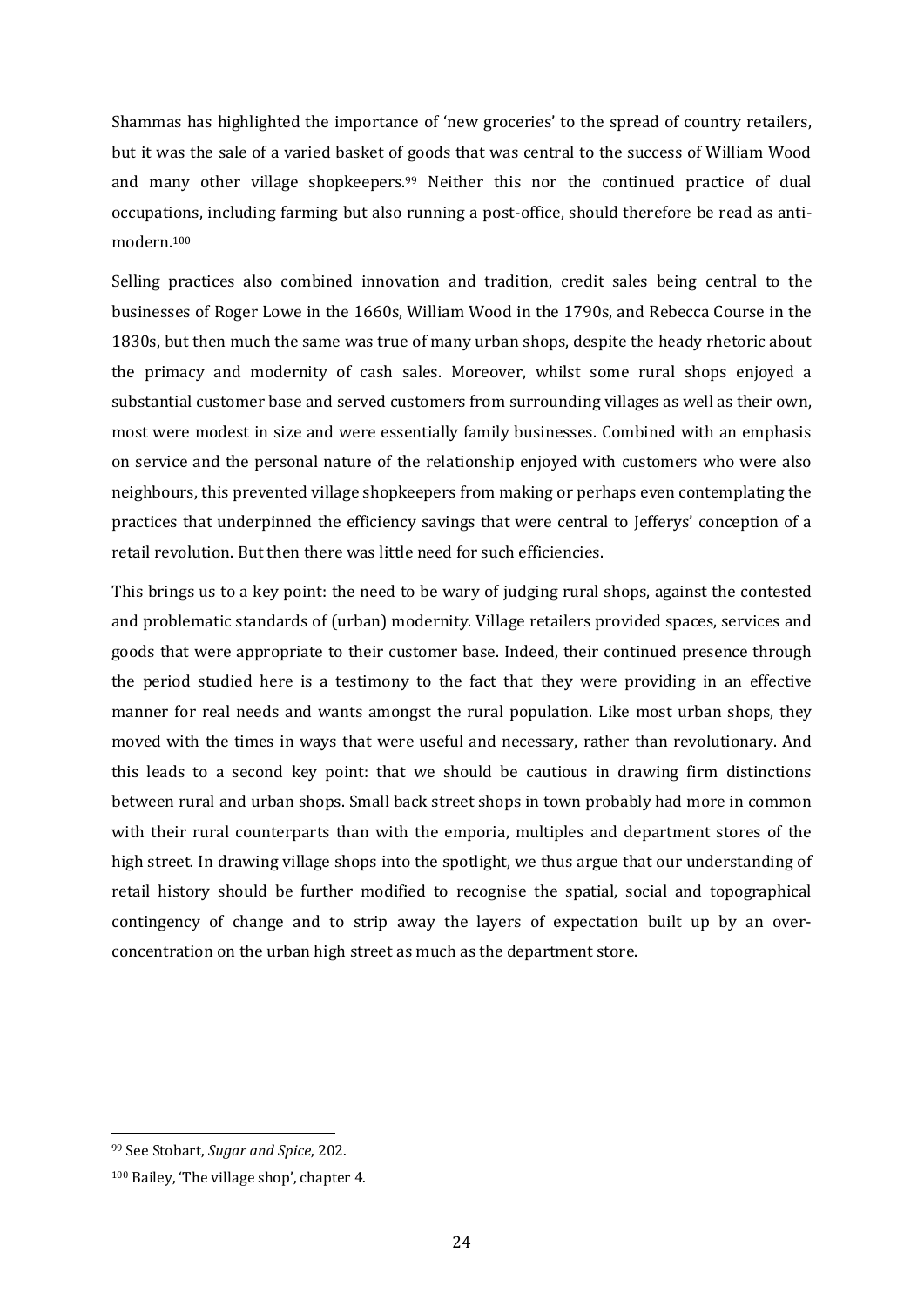Shammas has highlighted the importance of 'new groceries' to the spread of country retailers, but it was the sale of a varied basket of goods that was central to the success of William Wood and many other village shopkeepers.[99] Neither this nor the continued practice of dual occupations, including farming but also running a post-office, should therefore be read as anti-modern.[100]

Selling practices also combined innovation and tradition, credit sales being central to the businesses of Roger Lowe in the 1660s, William Wood in the 1790s, and Rebecca Course in the 1830s, but then much the same was true of many urban shops, despite the heady rhetoric about the primacy and modernity of cash sales. Moreover, whilst some rural shops enjoyed a substantial customer base and served customers from surrounding villages as well as their own, most were modest in size and were essentially family businesses. Combined with an emphasis on service and the personal nature of the relationship enjoyed with customers who were also neighbours, this prevented village shopkeepers from making or perhaps even contemplating the practices that underpinned the efficiency savings that were central to Jefferys' conception of a retail revolution. But then there was little need for such efficiencies.

This brings us to a key point: the need to be wary of judging rural shops, against the contested and problematic standards of (urban) modernity. Village retailers provided spaces, services and goods that were appropriate to their customer base. Indeed, their continued presence through the period studied here is a testimony to the fact that they were providing in an effective manner for real needs and wants amongst the rural population. Like most urban shops, they moved with the times in ways that were useful and necessary, rather than revolutionary. And this leads to a second key point: that we should be cautious in drawing firm distinctions between rural and urban shops. Small back street shops in town probably had more in common with their rural counterparts than with the emporia, multiples and department stores of the high street. In drawing village shops into the spotlight, we thus argue that our understanding of retail history should be further modified to recognise the spatial, social and topographical contingency of change and to strip away the layers of expectation built up by an over-concentration on the urban high street as much as the department store.

---

[99] See Stobart, *Sugar and Spice*, 202.

[100] Bailey, 'The village shop', chapter 4.